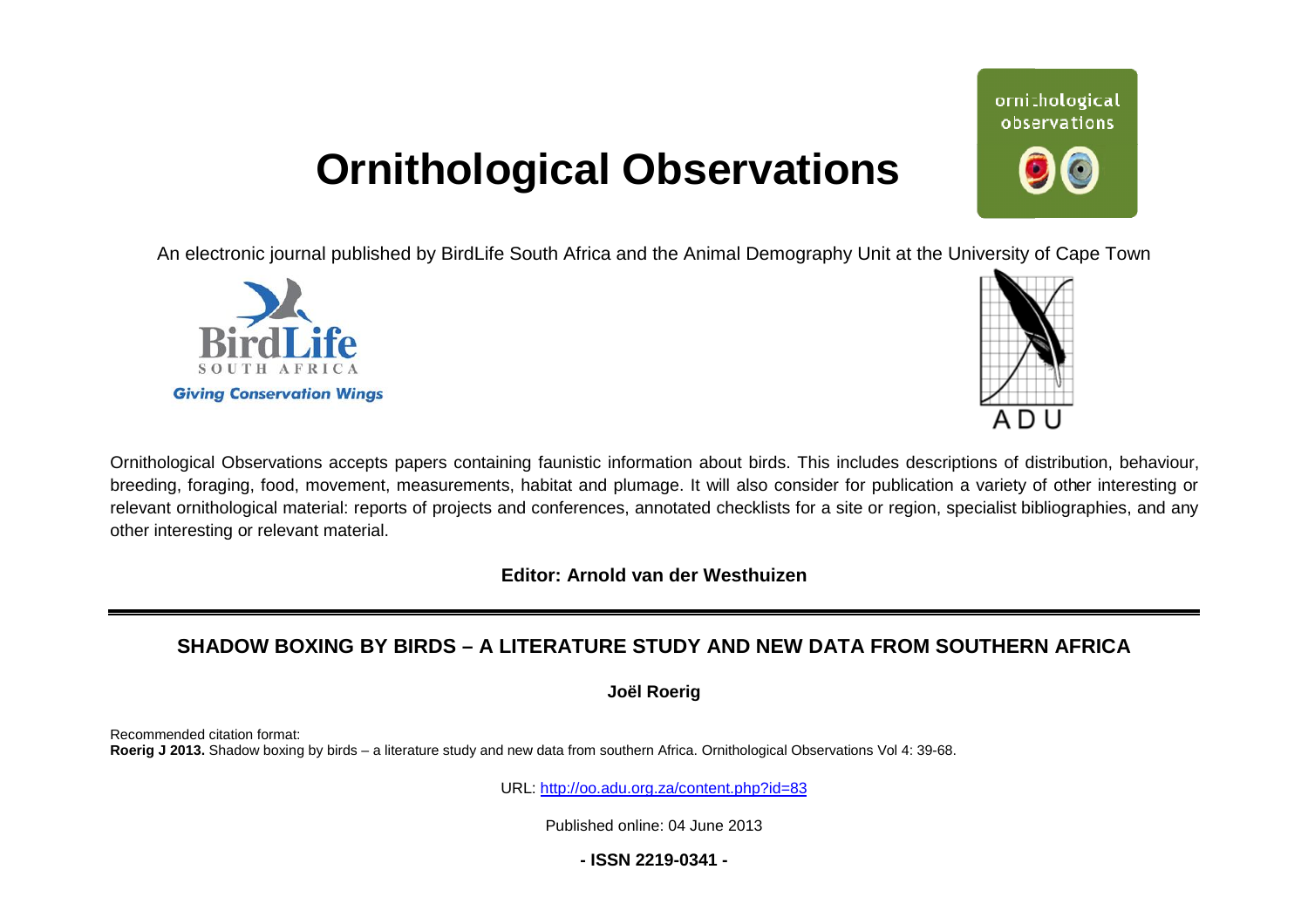# Ornithological Observations

An electronic journal published by BirdLife South Africa and the Animal Demography Unit at the University of Cape Town

Ornithological Observations accepts papers containing faunistic information about birds. This includes descriptions of distribution, behaviour, breeding, foraging, food, movement, measurements, habitat and plumage. It will also consider for publication a variety of other interesting or relevant ornithological material: reports of projects and conferences, annotated checklists for a site or region, specialist bibliographies, and any other interesting or relevant material.

**Editor: Arnold van der Westhuizen**

## SHADOW BOXING BY BIRDS – A LITERATURE STUDY AND NEW DATA FROM SOUTHERN AFRICA

**Joël Roerig**

Recommended citation format:
**Roerig J 2013.** Shadow boxing by birds – a literature study and new data from southern Africa. Ornithological Observations Vol 4: 39-68.

URL: http://oo.adu.org.za/content.php?id=83

Published online: 04 June 2013

**- ISSN 2219-0341 -**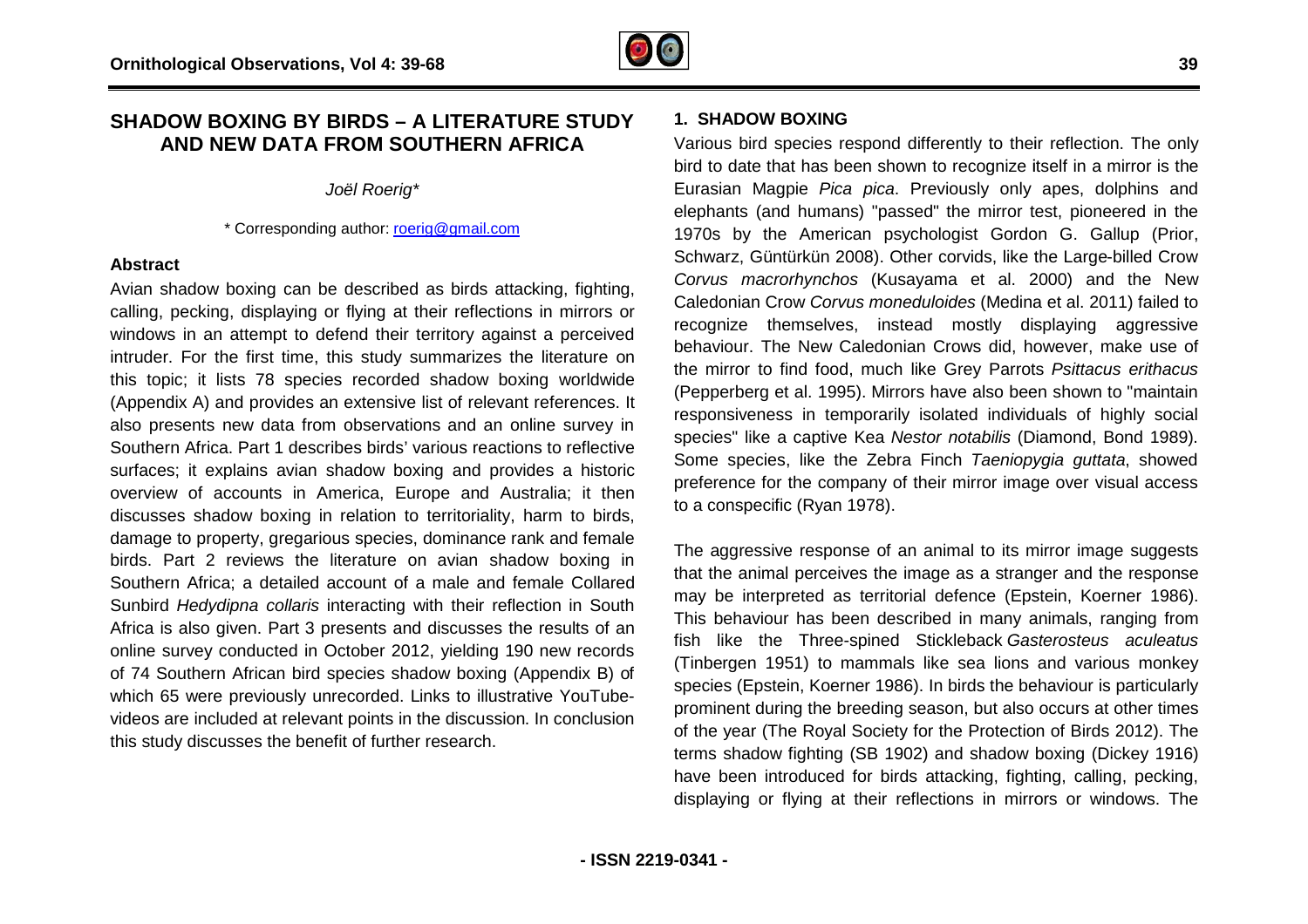# SHADOW BOXING BY BIRDS – A LITERATURE STUDY AND NEW DATA FROM SOUTHERN AFRICA

*Joël Roerig**

\* Corresponding author: roerig@gmail.com

## Abstract

Avian shadow boxing can be described as birds attacking, fighting, calling, pecking, displaying or flying at their reflections in mirrors or windows in an attempt to defend their territory against a perceived intruder. For the first time, this study summarizes the literature on this topic; it lists 78 species recorded shadow boxing worldwide (Appendix A) and provides an extensive list of relevant references. It also presents new data from observations and an online survey in Southern Africa. Part 1 describes birds' various reactions to reflective surfaces; it explains avian shadow boxing and provides a historic overview of accounts in America, Europe and Australia; it then discusses shadow boxing in relation to territoriality, harm to birds, damage to property, gregarious species, dominance rank and female birds. Part 2 reviews the literature on avian shadow boxing in Southern Africa; a detailed account of a male and female Collared Sunbird *Hedydipna collaris* interacting with their reflection in South Africa is also given. Part 3 presents and discusses the results of an online survey conducted in October 2012, yielding 190 new records of 74 Southern African bird species shadow boxing (Appendix B) of which 65 were previously unrecorded. Links to illustrative YouTube-videos are included at relevant points in the discussion. In conclusion this study discusses the benefit of further research.

## 1. SHADOW BOXING

Various bird species respond differently to their reflection. The only bird to date that has been shown to recognize itself in a mirror is the Eurasian Magpie *Pica pica*. Previously only apes, dolphins and elephants (and humans) "passed" the mirror test, pioneered in the 1970s by the American psychologist Gordon G. Gallup (Prior, Schwarz, Güntürkün 2008). Other corvids, like the Large-billed Crow *Corvus macrorhynchos* (Kusayama et al. 2000) and the New Caledonian Crow *Corvus moneduloides* (Medina et al. 2011) failed to recognize themselves, instead mostly displaying aggressive behaviour. The New Caledonian Crows did, however, make use of the mirror to find food, much like Grey Parrots *Psittacus erithacus* (Pepperberg et al. 1995). Mirrors have also been shown to "maintain responsiveness in temporarily isolated individuals of highly social species" like a captive Kea *Nestor notabilis* (Diamond, Bond 1989). Some species, like the Zebra Finch *Taeniopygia guttata*, showed preference for the company of their mirror image over visual access to a conspecific (Ryan 1978).

The aggressive response of an animal to its mirror image suggests that the animal perceives the image as a stranger and the response may be interpreted as territorial defence (Epstein, Koerner 1986). This behaviour has been described in many animals, ranging from fish like the Three-spined Stickleback *Gasterosteus aculeatus* (Tinbergen 1951) to mammals like sea lions and various monkey species (Epstein, Koerner 1986). In birds the behaviour is particularly prominent during the breeding season, but also occurs at other times of the year (The Royal Society for the Protection of Birds 2012). The terms shadow fighting (SB 1902) and shadow boxing (Dickey 1916) have been introduced for birds attacking, fighting, calling, pecking, displaying or flying at their reflections in mirrors or windows. The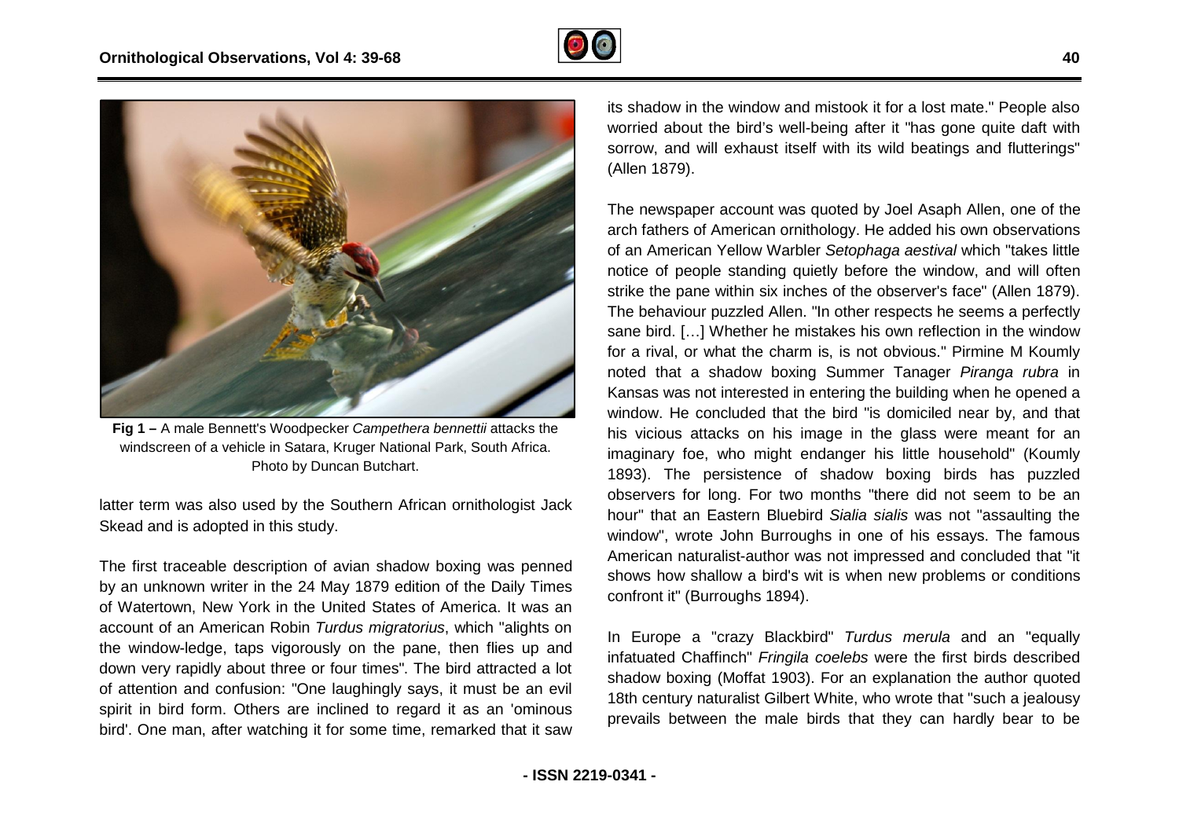**Fig 1 –** A male Bennett's Woodpecker *Campethera bennettii* attacks the windscreen of a vehicle in Satara, Kruger National Park, South Africa. Photo by Duncan Butchart.

latter term was also used by the Southern African ornithologist Jack Skead and is adopted in this study.

The first traceable description of avian shadow boxing was penned by an unknown writer in the 24 May 1879 edition of the Daily Times of Watertown, New York in the United States of America. It was an account of an American Robin *Turdus migratorius*, which "alights on the window-ledge, taps vigorously on the pane, then flies up and down very rapidly about three or four times". The bird attracted a lot of attention and confusion: "One laughingly says, it must be an evil spirit in bird form. Others are inclined to regard it as an 'ominous bird'. One man, after watching it for some time, remarked that it saw its shadow in the window and mistook it for a lost mate." People also worried about the bird's well-being after it "has gone quite daft with sorrow, and will exhaust itself with its wild beatings and flutterings" (Allen 1879).

The newspaper account was quoted by Joel Asaph Allen, one of the arch fathers of American ornithology. He added his own observations of an American Yellow Warbler *Setophaga aestival* which "takes little notice of people standing quietly before the window, and will often strike the pane within six inches of the observer's face" (Allen 1879). The behaviour puzzled Allen. "In other respects he seems a perfectly sane bird. […] Whether he mistakes his own reflection in the window for a rival, or what the charm is, is not obvious." Pirmine M Koumly noted that a shadow boxing Summer Tanager *Piranga rubra* in Kansas was not interested in entering the building when he opened a window. He concluded that the bird "is domiciled near by, and that his vicious attacks on his image in the glass were meant for an imaginary foe, who might endanger his little household" (Koumly 1893). The persistence of shadow boxing birds has puzzled observers for long. For two months "there did not seem to be an hour" that an Eastern Bluebird *Sialia sialis* was not "assaulting the window", wrote John Burroughs in one of his essays. The famous American naturalist-author was not impressed and concluded that "it shows how shallow a bird's wit is when new problems or conditions confront it" (Burroughs 1894).

In Europe a "crazy Blackbird" *Turdus merula* and an "equally infatuated Chaffinch" *Fringila coelebs* were the first birds described shadow boxing (Moffat 1903). For an explanation the author quoted 18th century naturalist Gilbert White, who wrote that "such a jealousy prevails between the male birds that they can hardly bear to be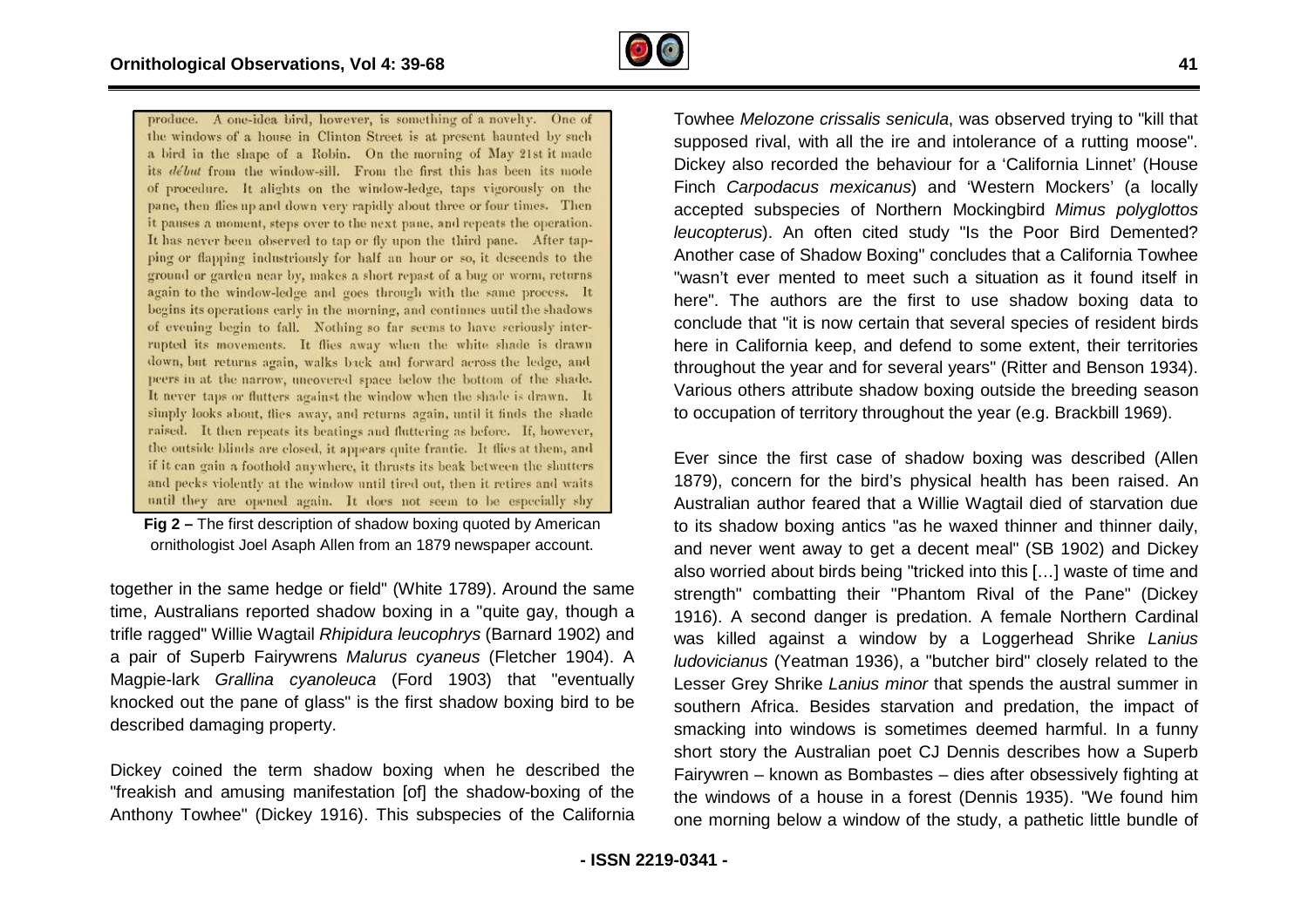produce. A one-idea bird, however, is something of a novelty. One of the windows of a house in Clinton Street is at present haunted by such a bird in the shape of a Robin. On the morning of May 21st it made its *début* from the window-sill. From the first this has been its mode of procedure. It alights on the window-ledge, taps vigorously on the pane, then flies up and down very rapidly about three or four times. Then it pauses a moment, steps over to the next pane, and repeats the operation. It has never been observed to tap or fly upon the third pane. After tapping or flapping industriously for half an hour or so, it descends to the ground or garden near by, makes a short repast of a bug or worm, returns again to the window-ledge and goes through with the same process. It begins its operations early in the morning, and continues until the shadows of evening begin to fall. Nothing so far seems to have seriously interrupted its movements. It flies away when the white shade is drawn down, but returns again, walks back and forward across the ledge, and peers in at the narrow, uncovered space below the bottom of the shade. It never taps or flutters against the window when the shade is drawn. It simply looks about, flies away, and returns again, until it finds the shade raised. It then repeats its beatings and fluttering as before. If, however, the outside blinds are closed, it appears quite frantic. It flies at them, and if it can gain a foothold anywhere, it thrusts its beak between the shutters and pecks violently at the window until tired out, then it retires and waits until they are opened again. It does not seem to be especially shy

**Fig 2 –** The first description of shadow boxing quoted by American ornithologist Joel Asaph Allen from an 1879 newspaper account.

together in the same hedge or field" (White 1789). Around the same time, Australians reported shadow boxing in a "quite gay, though a trifle ragged" Willie Wagtail *Rhipidura leucophrys* (Barnard 1902) and a pair of Superb Fairywrens *Malurus cyaneus* (Fletcher 1904). A Magpie-lark *Grallina cyanoleuca* (Ford 1903) that "eventually knocked out the pane of glass" is the first shadow boxing bird to be described damaging property.

Dickey coined the term shadow boxing when he described the "freakish and amusing manifestation [of] the shadow-boxing of the Anthony Towhee" (Dickey 1916). This subspecies of the California Towhee *Melozone crissalis senicula*, was observed trying to "kill that supposed rival, with all the ire and intolerance of a rutting moose". Dickey also recorded the behaviour for a 'California Linnet' (House Finch *Carpodacus mexicanus*) and 'Western Mockers' (a locally accepted subspecies of Northern Mockingbird *Mimus polyglottos leucopterus*). An often cited study "Is the Poor Bird Demented? Another case of Shadow Boxing" concludes that a California Towhee "wasn't ever mented to meet such a situation as it found itself in here". The authors are the first to use shadow boxing data to conclude that "it is now certain that several species of resident birds here in California keep, and defend to some extent, their territories throughout the year and for several years" (Ritter and Benson 1934). Various others attribute shadow boxing outside the breeding season to occupation of territory throughout the year (e.g. Brackbill 1969).

Ever since the first case of shadow boxing was described (Allen 1879), concern for the bird's physical health has been raised. An Australian author feared that a Willie Wagtail died of starvation due to its shadow boxing antics "as he waxed thinner and thinner daily, and never went away to get a decent meal" (SB 1902) and Dickey also worried about birds being "tricked into this […] waste of time and strength" combatting their "Phantom Rival of the Pane" (Dickey 1916). A second danger is predation. A female Northern Cardinal was killed against a window by a Loggerhead Shrike *Lanius ludovicianus* (Yeatman 1936), a "butcher bird" closely related to the Lesser Grey Shrike *Lanius minor* that spends the austral summer in southern Africa. Besides starvation and predation, the impact of smacking into windows is sometimes deemed harmful. In a funny short story the Australian poet CJ Dennis describes how a Superb Fairywren – known as Bombastes – dies after obsessively fighting at the windows of a house in a forest (Dennis 1935). "We found him one morning below a window of the study, a pathetic little bundle of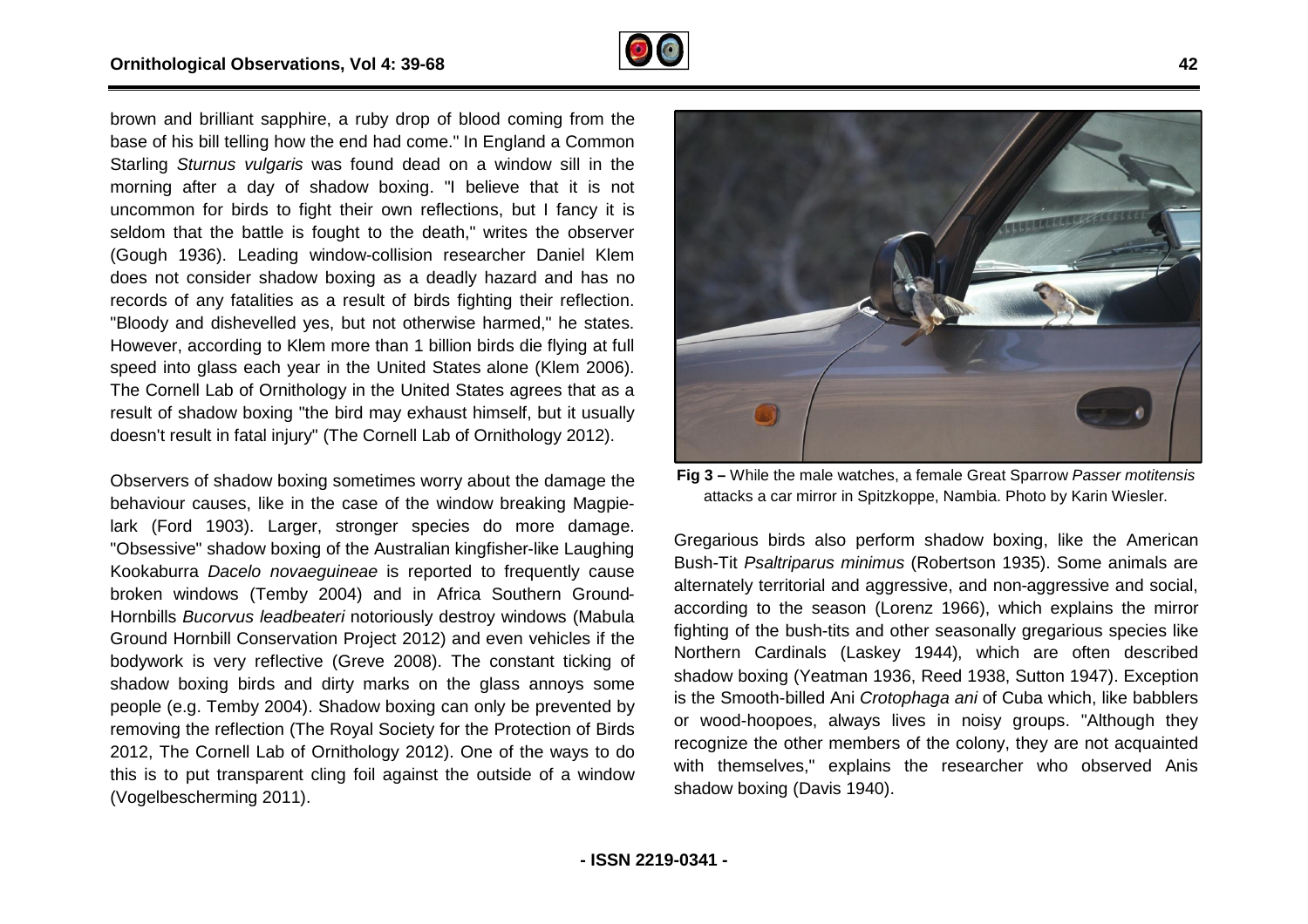brown and brilliant sapphire, a ruby drop of blood coming from the base of his bill telling how the end had come." In England a Common Starling *Sturnus vulgaris* was found dead on a window sill in the morning after a day of shadow boxing. "I believe that it is not uncommon for birds to fight their own reflections, but I fancy it is seldom that the battle is fought to the death," writes the observer (Gough 1936). Leading window-collision researcher Daniel Klem does not consider shadow boxing as a deadly hazard and has no records of any fatalities as a result of birds fighting their reflection. "Bloody and dishevelled yes, but not otherwise harmed," he states. However, according to Klem more than 1 billion birds die flying at full speed into glass each year in the United States alone (Klem 2006). The Cornell Lab of Ornithology in the United States agrees that as a result of shadow boxing "the bird may exhaust himself, but it usually doesn't result in fatal injury" (The Cornell Lab of Ornithology 2012).

Observers of shadow boxing sometimes worry about the damage the behaviour causes, like in the case of the window breaking Magpie-lark (Ford 1903). Larger, stronger species do more damage. "Obsessive" shadow boxing of the Australian kingfisher-like Laughing Kookaburra *Dacelo novaeguineae* is reported to frequently cause broken windows (Temby 2004) and in Africa Southern Ground-Hornbills *Bucorvus leadbeateri* notoriously destroy windows (Mabula Ground Hornbill Conservation Project 2012) and even vehicles if the bodywork is very reflective (Greve 2008). The constant ticking of shadow boxing birds and dirty marks on the glass annoys some people (e.g. Temby 2004). Shadow boxing can only be prevented by removing the reflection (The Royal Society for the Protection of Birds 2012, The Cornell Lab of Ornithology 2012). One of the ways to do this is to put transparent cling foil against the outside of a window (Vogelbescherming 2011).

**Fig 3 –** While the male watches, a female Great Sparrow *Passer motitensis* attacks a car mirror in Spitzkoppe, Nambia. Photo by Karin Wiesler.

Gregarious birds also perform shadow boxing, like the American Bush-Tit *Psaltriparus minimus* (Robertson 1935). Some animals are alternately territorial and aggressive, and non-aggressive and social, according to the season (Lorenz 1966), which explains the mirror fighting of the bush-tits and other seasonally gregarious species like Northern Cardinals (Laskey 1944), which are often described shadow boxing (Yeatman 1936, Reed 1938, Sutton 1947). Exception is the Smooth-billed Ani *Crotophaga ani* of Cuba which, like babblers or wood-hoopoes, always lives in noisy groups. "Although they recognize the other members of the colony, they are not acquainted with themselves," explains the researcher who observed Anis shadow boxing (Davis 1940).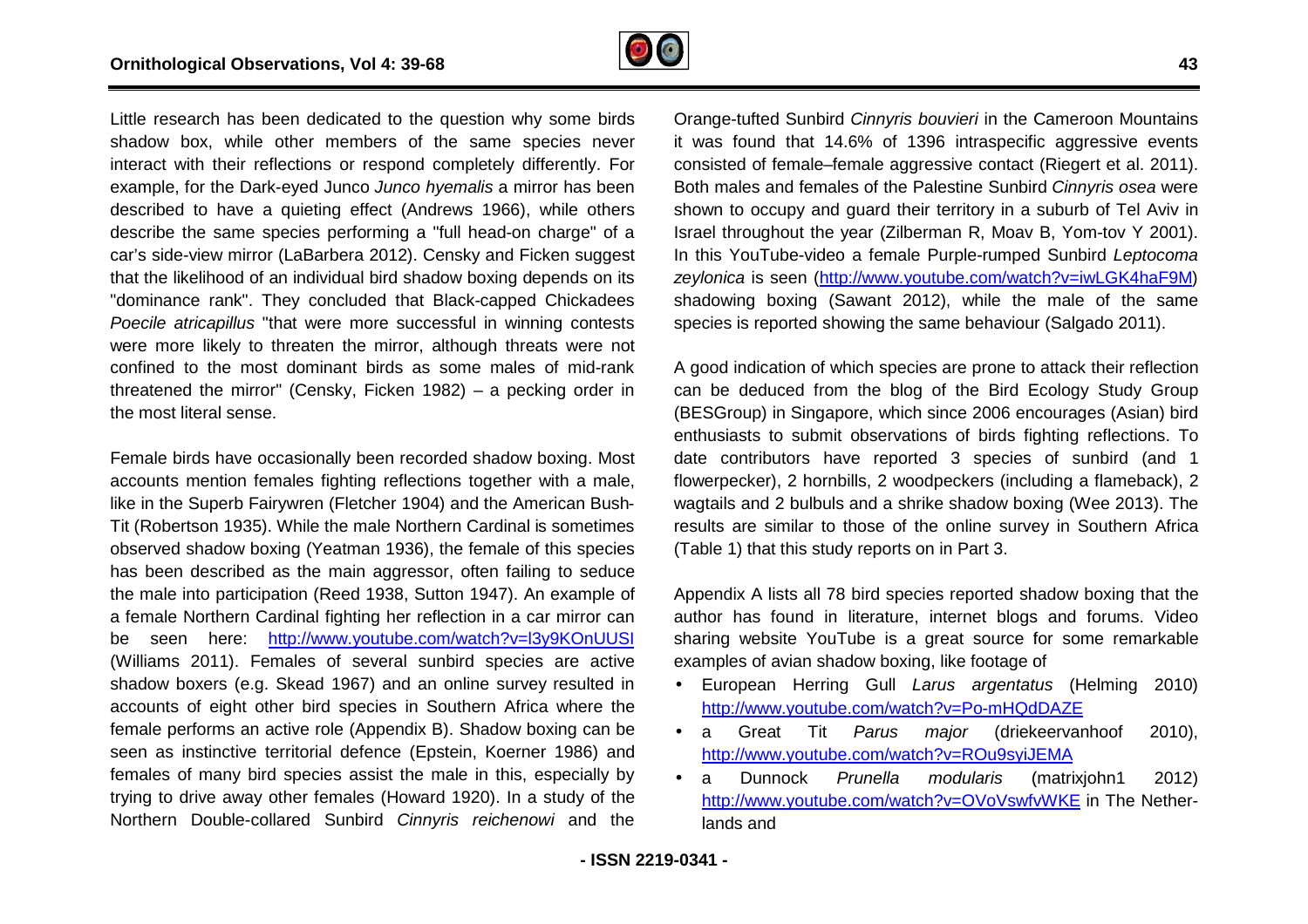Little research has been dedicated to the question why some birds shadow box, while other members of the same species never interact with their reflections or respond completely differently. For example, for the Dark-eyed Junco *Junco hyemalis* a mirror has been described to have a quieting effect (Andrews 1966), while others describe the same species performing a "full head-on charge" of a car's side-view mirror (LaBarbera 2012). Censky and Ficken suggest that the likelihood of an individual bird shadow boxing depends on its "dominance rank". They concluded that Black-capped Chickadees *Poecile atricapillus* "that were more successful in winning contests were more likely to threaten the mirror, although threats were not confined to the most dominant birds as some males of mid-rank threatened the mirror" (Censky, Ficken 1982) – a pecking order in the most literal sense.

Female birds have occasionally been recorded shadow boxing. Most accounts mention females fighting reflections together with a male, like in the Superb Fairywren (Fletcher 1904) and the American Bush-Tit (Robertson 1935). While the male Northern Cardinal is sometimes observed shadow boxing (Yeatman 1936), the female of this species has been described as the main aggressor, often failing to seduce the male into participation (Reed 1938, Sutton 1947). An example of a female Northern Cardinal fighting her reflection in a car mirror can be seen here: http://www.youtube.com/watch?v=l3y9KOnUUSI (Williams 2011). Females of several sunbird species are active shadow boxers (e.g. Skead 1967) and an online survey resulted in accounts of eight other bird species in Southern Africa where the female performs an active role (Appendix B). Shadow boxing can be seen as instinctive territorial defence (Epstein, Koerner 1986) and females of many bird species assist the male in this, especially by trying to drive away other females (Howard 1920). In a study of the Northern Double-collared Sunbird *Cinnyris reichenowi* and the Orange-tufted Sunbird *Cinnyris bouvieri* in the Cameroon Mountains it was found that 14.6% of 1396 intraspecific aggressive events consisted of female–female aggressive contact (Riegert et al. 2011). Both males and females of the Palestine Sunbird *Cinnyris osea* were shown to occupy and guard their territory in a suburb of Tel Aviv in Israel throughout the year (Zilberman R, Moav B, Yom-tov Y 2001). In this YouTube-video a female Purple-rumped Sunbird *Leptocoma zeylonica* is seen (http://www.youtube.com/watch?v=iwLGK4haF9M) shadowing boxing (Sawant 2012), while the male of the same species is reported showing the same behaviour (Salgado 2011).

A good indication of which species are prone to attack their reflection can be deduced from the blog of the Bird Ecology Study Group (BESGroup) in Singapore, which since 2006 encourages (Asian) bird enthusiasts to submit observations of birds fighting reflections. To date contributors have reported 3 species of sunbird (and 1 flowerpecker), 2 hornbills, 2 woodpeckers (including a flameback), 2 wagtails and 2 bulbuls and a shrike shadow boxing (Wee 2013). The results are similar to those of the online survey in Southern Africa (Table 1) that this study reports on in Part 3.

Appendix A lists all 78 bird species reported shadow boxing that the author has found in literature, internet blogs and forums. Video sharing website YouTube is a great source for some remarkable examples of avian shadow boxing, like footage of

- European Herring Gull *Larus argentatus* (Helming 2010) http://www.youtube.com/watch?v=Po-mHQdDAZE
- a Great Tit *Parus major* (driekeervanhoof 2010), http://www.youtube.com/watch?v=ROu9syiJEMA
- a Dunnock *Prunella modularis* (matrixjohn1 2012) http://www.youtube.com/watch?v=OVoVswfvWKE in The Netherlands and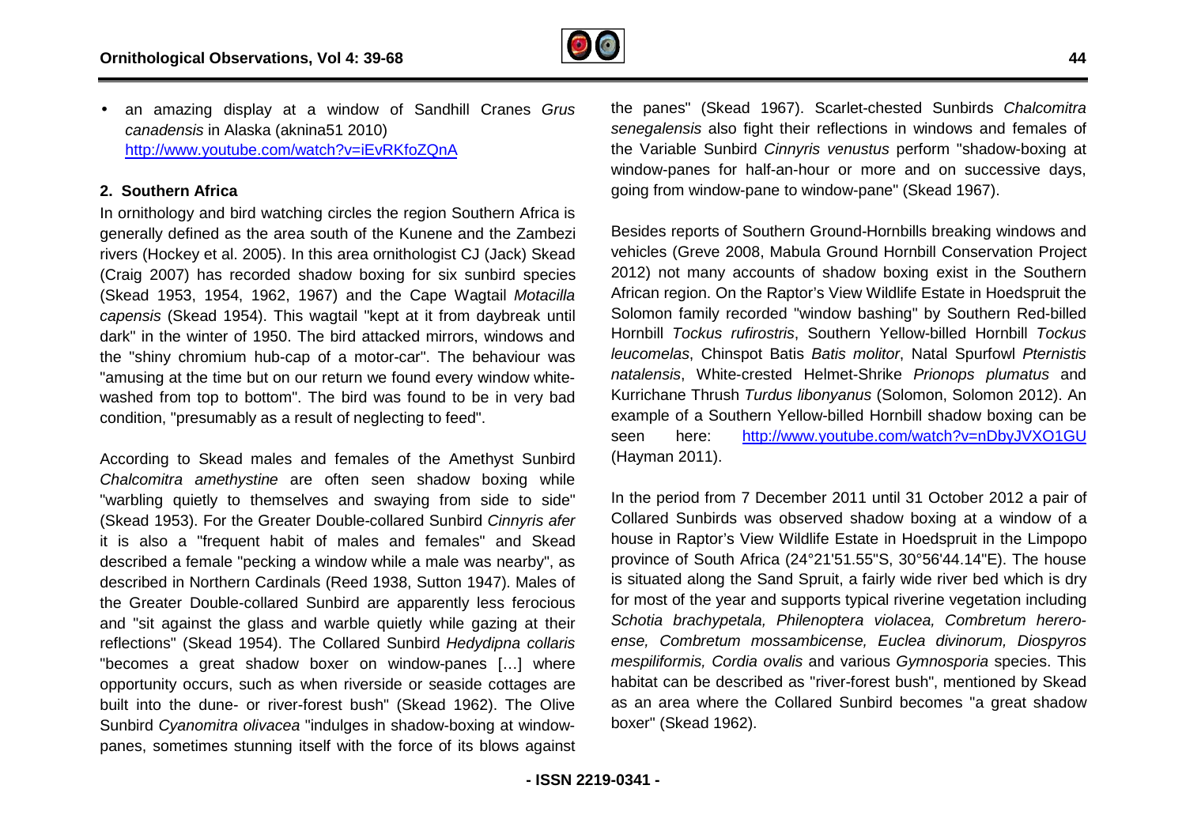- an amazing display at a window of Sandhill Cranes *Grus canadensis* in Alaska (aknina51 2010) http://www.youtube.com/watch?v=iEvRKfoZQnA

## 2. Southern Africa

In ornithology and bird watching circles the region Southern Africa is generally defined as the area south of the Kunene and the Zambezi rivers (Hockey et al. 2005). In this area ornithologist CJ (Jack) Skead (Craig 2007) has recorded shadow boxing for six sunbird species (Skead 1953, 1954, 1962, 1967) and the Cape Wagtail *Motacilla capensis* (Skead 1954). This wagtail "kept at it from daybreak until dark" in the winter of 1950. The bird attacked mirrors, windows and the "shiny chromium hub-cap of a motor-car". The behaviour was "amusing at the time but on our return we found every window white-washed from top to bottom". The bird was found to be in very bad condition, "presumably as a result of neglecting to feed".

According to Skead males and females of the Amethyst Sunbird *Chalcomitra amethystine* are often seen shadow boxing while "warbling quietly to themselves and swaying from side to side" (Skead 1953). For the Greater Double-collared Sunbird *Cinnyris afer* it is also a "frequent habit of males and females" and Skead described a female "pecking a window while a male was nearby", as described in Northern Cardinals (Reed 1938, Sutton 1947). Males of the Greater Double-collared Sunbird are apparently less ferocious and "sit against the glass and warble quietly while gazing at their reflections" (Skead 1954). The Collared Sunbird *Hedydipna collaris* "becomes a great shadow boxer on window-panes […] where opportunity occurs, such as when riverside or seaside cottages are built into the dune- or river-forest bush" (Skead 1962). The Olive Sunbird *Cyanomitra olivacea* "indulges in shadow-boxing at window-panes, sometimes stunning itself with the force of its blows against the panes" (Skead 1967). Scarlet-chested Sunbirds *Chalcomitra senegalensis* also fight their reflections in windows and females of the Variable Sunbird *Cinnyris venustus* perform "shadow-boxing at window-panes for half-an-hour or more and on successive days, going from window-pane to window-pane" (Skead 1967).

Besides reports of Southern Ground-Hornbills breaking windows and vehicles (Greve 2008, Mabula Ground Hornbill Conservation Project 2012) not many accounts of shadow boxing exist in the Southern African region. On the Raptor's View Wildlife Estate in Hoedspruit the Solomon family recorded "window bashing" by Southern Red-billed Hornbill *Tockus rufirostris*, Southern Yellow-billed Hornbill *Tockus leucomelas*, Chinspot Batis *Batis molitor*, Natal Spurfowl *Pternistis natalensis*, White-crested Helmet-Shrike *Prionops plumatus* and Kurrichane Thrush *Turdus libonyanus* (Solomon, Solomon 2012). An example of a Southern Yellow-billed Hornbill shadow boxing can be seen here: http://www.youtube.com/watch?v=nDbyJVXO1GU (Hayman 2011).

In the period from 7 December 2011 until 31 October 2012 a pair of Collared Sunbirds was observed shadow boxing at a window of a house in Raptor's View Wildlife Estate in Hoedspruit in the Limpopo province of South Africa (24°21'51.55"S, 30°56'44.14"E). The house is situated along the Sand Spruit, a fairly wide river bed which is dry for most of the year and supports typical riverine vegetation including *Schotia brachypetala, Philenoptera violacea, Combretum hereroense, Combretum mossambicense, Euclea divinorum, Diospyros mespiliformis, Cordia ovalis* and various *Gymnosporia* species. This habitat can be described as "river-forest bush", mentioned by Skead as an area where the Collared Sunbird becomes "a great shadow boxer" (Skead 1962).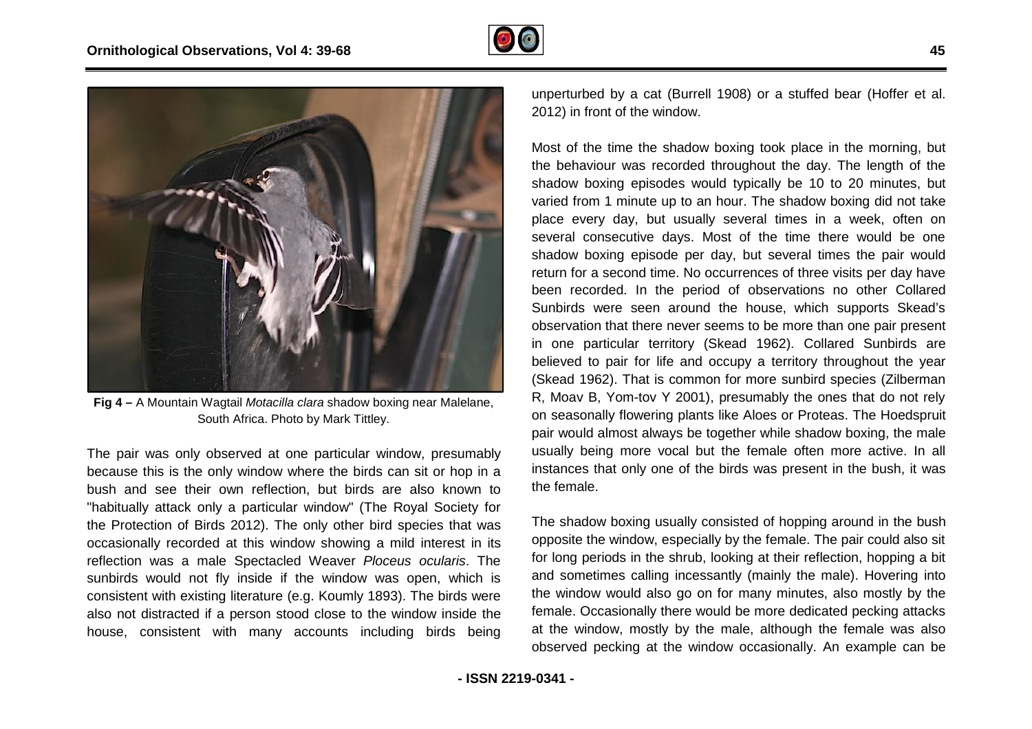**Fig 4 –** A Mountain Wagtail *Motacilla clara* shadow boxing near Malelane, South Africa. Photo by Mark Tittley.

The pair was only observed at one particular window, presumably because this is the only window where the birds can sit or hop in a bush and see their own reflection, but birds are also known to "habitually attack only a particular window" (The Royal Society for the Protection of Birds 2012). The only other bird species that was occasionally recorded at this window showing a mild interest in its reflection was a male Spectacled Weaver *Ploceus ocularis*. The sunbirds would not fly inside if the window was open, which is consistent with existing literature (e.g. Koumly 1893). The birds were also not distracted if a person stood close to the window inside the house, consistent with many accounts including birds being unperturbed by a cat (Burrell 1908) or a stuffed bear (Hoffer et al. 2012) in front of the window.

Most of the time the shadow boxing took place in the morning, but the behaviour was recorded throughout the day. The length of the shadow boxing episodes would typically be 10 to 20 minutes, but varied from 1 minute up to an hour. The shadow boxing did not take place every day, but usually several times in a week, often on several consecutive days. Most of the time there would be one shadow boxing episode per day, but several times the pair would return for a second time. No occurrences of three visits per day have been recorded. In the period of observations no other Collared Sunbirds were seen around the house, which supports Skead's observation that there never seems to be more than one pair present in one particular territory (Skead 1962). Collared Sunbirds are believed to pair for life and occupy a territory throughout the year (Skead 1962). That is common for more sunbird species (Zilberman R, Moav B, Yom-tov Y 2001), presumably the ones that do not rely on seasonally flowering plants like Aloes or Proteas. The Hoedspruit pair would almost always be together while shadow boxing, the male usually being more vocal but the female often more active. In all instances that only one of the birds was present in the bush, it was the female.

The shadow boxing usually consisted of hopping around in the bush opposite the window, especially by the female. The pair could also sit for long periods in the shrub, looking at their reflection, hopping a bit and sometimes calling incessantly (mainly the male). Hovering into the window would also go on for many minutes, also mostly by the female. Occasionally there would be more dedicated pecking attacks at the window, mostly by the male, although the female was also observed pecking at the window occasionally. An example can be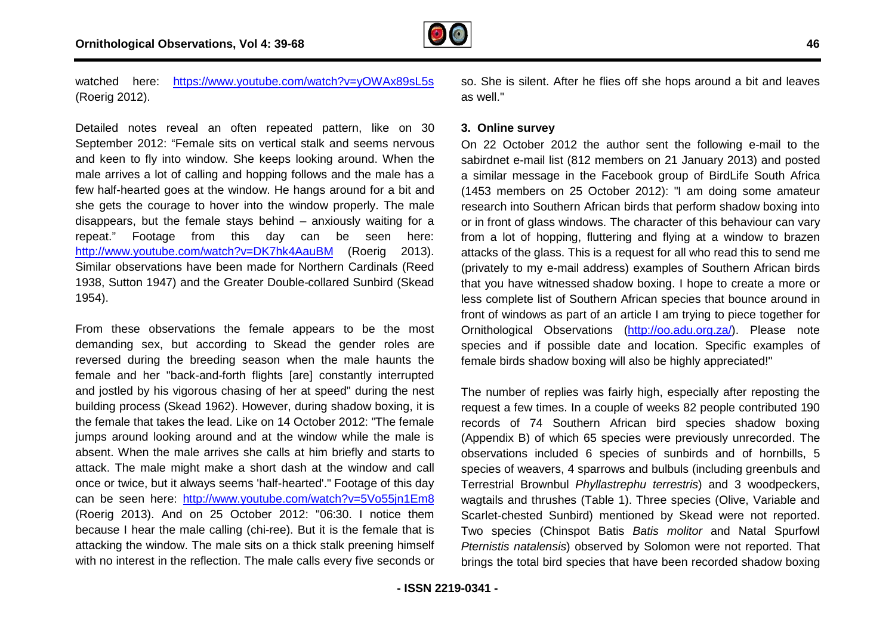watched here: https://www.youtube.com/watch?v=yOWAx89sL5s (Roerig 2012).

Detailed notes reveal an often repeated pattern, like on 30 September 2012: "Female sits on vertical stalk and seems nervous and keen to fly into window. She keeps looking around. When the male arrives a lot of calling and hopping follows and the male has a few half-hearted goes at the window. He hangs around for a bit and she gets the courage to hover into the window properly. The male disappears, but the female stays behind – anxiously waiting for a repeat." Footage from this day can be seen here: http://www.youtube.com/watch?v=DK7hk4AauBM (Roerig 2013). Similar observations have been made for Northern Cardinals (Reed 1938, Sutton 1947) and the Greater Double-collared Sunbird (Skead 1954).

From these observations the female appears to be the most demanding sex, but according to Skead the gender roles are reversed during the breeding season when the male haunts the female and her "back-and-forth flights [are] constantly interrupted and jostled by his vigorous chasing of her at speed" during the nest building process (Skead 1962). However, during shadow boxing, it is the female that takes the lead. Like on 14 October 2012: "The female jumps around looking around and at the window while the male is absent. When the male arrives she calls at him briefly and starts to attack. The male might make a short dash at the window and call once or twice, but it always seems 'half-hearted'." Footage of this day can be seen here: http://www.youtube.com/watch?v=5Vo55jn1Em8 (Roerig 2013). And on 25 October 2012: "06:30. I notice them because I hear the male calling (chi-ree). But it is the female that is attacking the window. The male sits on a thick stalk preening himself with no interest in the reflection. The male calls every five seconds or so. She is silent. After he flies off she hops around a bit and leaves as well."

**3. Online survey**

On 22 October 2012 the author sent the following e-mail to the sabirdnet e-mail list (812 members on 21 January 2013) and posted a similar message in the Facebook group of BirdLife South Africa (1453 members on 25 October 2012): "I am doing some amateur research into Southern African birds that perform shadow boxing into or in front of glass windows. The character of this behaviour can vary from a lot of hopping, fluttering and flying at a window to brazen attacks of the glass. This is a request for all who read this to send me (privately to my e-mail address) examples of Southern African birds that you have witnessed shadow boxing. I hope to create a more or less complete list of Southern African species that bounce around in front of windows as part of an article I am trying to piece together for Ornithological Observations (http://oo.adu.org.za/). Please note species and if possible date and location. Specific examples of female birds shadow boxing will also be highly appreciated!"

The number of replies was fairly high, especially after reposting the request a few times. In a couple of weeks 82 people contributed 190 records of 74 Southern African bird species shadow boxing (Appendix B) of which 65 species were previously unrecorded. The observations included 6 species of sunbirds and of hornbills, 5 species of weavers, 4 sparrows and bulbuls (including greenbuls and Terrestrial Brownbul *Phyllastrephu terrestris*) and 3 woodpeckers, wagtails and thrushes (Table 1). Three species (Olive, Variable and Scarlet-chested Sunbird) mentioned by Skead were not reported. Two species (Chinspot Batis *Batis molitor* and Natal Spurfowl *Pternistis natalensis*) observed by Solomon were not reported. That brings the total bird species that have been recorded shadow boxing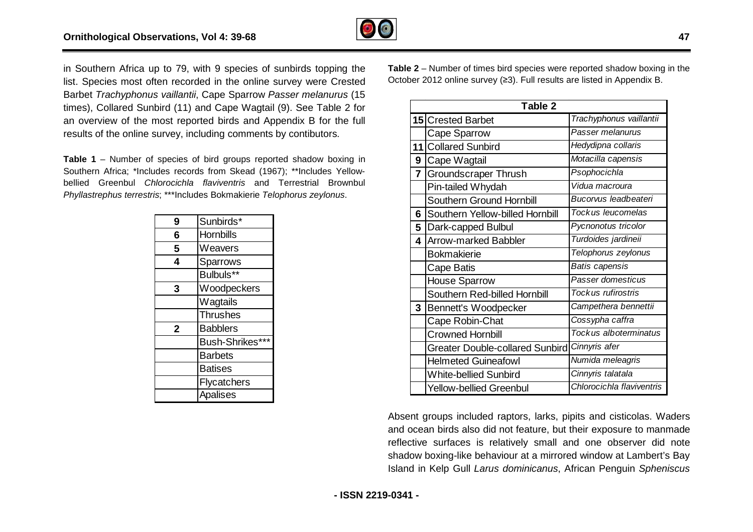in Southern Africa up to 79, with 9 species of sunbirds topping the list. Species most often recorded in the online survey were Crested Barbet *Trachyphonus vaillantii*, Cape Sparrow *Passer melanurus* (15 times), Collared Sunbird (11) and Cape Wagtail (9). See Table 2 for an overview of the most reported birds and Appendix B for the full results of the online survey, including comments by contibutors.

**Table 1** – Number of species of bird groups reported shadow boxing in Southern Africa; *Includes records from Skead (1967); **Includes Yellow-bellied Greenbul *Chlorocichla flaviventris* and Terrestrial Brownbul *Phyllastrephus terrestris*; ***Includes Bokmakierie *Telophorus zeylonus*.

| | |
|---|---|
| 9 | Sunbirds* |
| 6 | Hornbills |
| 5 | Weavers |
| 4 | Sparrows |
| | Bulbuls** |
| 3 | Woodpeckers |
| | Wagtails |
| | Thrushes |
| 2 | Babblers |
| | Bush-Shrikes*** |
| | Barbets |
| | Batises |
| | Flycatchers |
| | Apalises |

**Table 2** – Number of times bird species were reported shadow boxing in the October 2012 online survey (≥3). Full results are listed in Appendix B.

| Table 2 | | |
|---|---|---|
| 15 | Crested Barbet | *Trachyphonus vaillantii* |
| | Cape Sparrow | *Passer melanurus* |
| 11 | Collared Sunbird | *Hedydipna collaris* |
| 9 | Cape Wagtail | *Motacilla capensis* |
| 7 | Groundscraper Thrush | *Psophocichla* |
| | Pin-tailed Whydah | *Vidua macroura* |
| | Southern Ground Hornbill | *Bucorvus leadbeateri* |
| 6 | Southern Yellow-billed Hornbill | *Tockus leucomelas* |
| 5 | Dark-capped Bulbul | *Pycnonotus tricolor* |
| 4 | Arrow-marked Babbler | *Turdoides jardineii* |
| | Bokmakierie | *Telophorus zeylonus* |
| | Cape Batis | *Batis capensis* |
| | House Sparrow | *Passer domesticus* |
| | Southern Red-billed Hornbill | *Tockus rufirostris* |
| 3 | Bennett's Woodpecker | *Campethera bennettii* |
| | Cape Robin-Chat | *Cossypha caffra* |
| | Crowned Hornbill | *Tockus alboterminatus* |
| | Greater Double-collared Sunbird | *Cinnyris afer* |
| | Helmeted Guineafowl | *Numida meleagris* |
| | White-bellied Sunbird | *Cinnyris talatala* |
| | Yellow-bellied Greenbul | *Chlorocichla flaviventris* |

Absent groups included raptors, larks, pipits and cisticolas. Waders and ocean birds also did not feature, but their exposure to manmade reflective surfaces is relatively small and one observer did note shadow boxing-like behaviour at a mirrored window at Lambert's Bay Island in Kelp Gull *Larus dominicanus*, African Penguin *Spheniscus*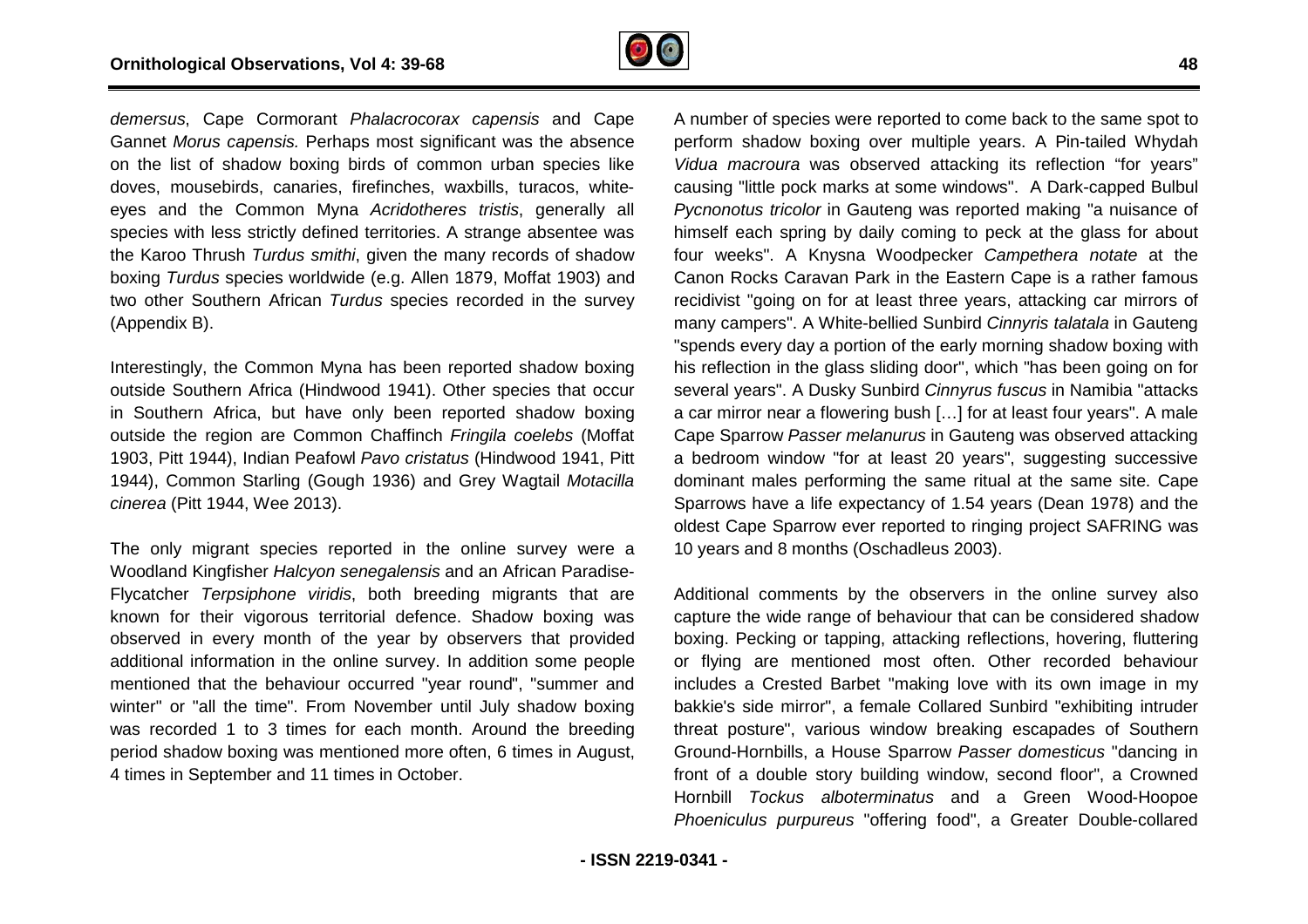*demersus*, Cape Cormorant *Phalacrocorax capensis* and Cape Gannet *Morus capensis.* Perhaps most significant was the absence on the list of shadow boxing birds of common urban species like doves, mousebirds, canaries, firefinches, waxbills, turacos, white-eyes and the Common Myna *Acridotheres tristis*, generally all species with less strictly defined territories. A strange absentee was the Karoo Thrush *Turdus smithi*, given the many records of shadow boxing *Turdus* species worldwide (e.g. Allen 1879, Moffat 1903) and two other Southern African *Turdus* species recorded in the survey (Appendix B).

Interestingly, the Common Myna has been reported shadow boxing outside Southern Africa (Hindwood 1941). Other species that occur in Southern Africa, but have only been reported shadow boxing outside the region are Common Chaffinch *Fringila coelebs* (Moffat 1903, Pitt 1944), Indian Peafowl *Pavo cristatus* (Hindwood 1941, Pitt 1944), Common Starling (Gough 1936) and Grey Wagtail *Motacilla cinerea* (Pitt 1944, Wee 2013).

The only migrant species reported in the online survey were a Woodland Kingfisher *Halcyon senegalensis* and an African Paradise-Flycatcher *Terpsiphone viridis*, both breeding migrants that are known for their vigorous territorial defence. Shadow boxing was observed in every month of the year by observers that provided additional information in the online survey. In addition some people mentioned that the behaviour occurred "year round", "summer and winter" or "all the time". From November until July shadow boxing was recorded 1 to 3 times for each month. Around the breeding period shadow boxing was mentioned more often, 6 times in August, 4 times in September and 11 times in October.

A number of species were reported to come back to the same spot to perform shadow boxing over multiple years. A Pin-tailed Whydah *Vidua macroura* was observed attacking its reflection "for years" causing "little pock marks at some windows". A Dark-capped Bulbul *Pycnonotus tricolor* in Gauteng was reported making "a nuisance of himself each spring by daily coming to peck at the glass for about four weeks". A Knysna Woodpecker *Campethera notate* at the Canon Rocks Caravan Park in the Eastern Cape is a rather famous recidivist "going on for at least three years, attacking car mirrors of many campers". A White-bellied Sunbird *Cinnyris talatala* in Gauteng "spends every day a portion of the early morning shadow boxing with his reflection in the glass sliding door", which "has been going on for several years". A Dusky Sunbird *Cinnyrus fuscus* in Namibia "attacks a car mirror near a flowering bush […] for at least four years". A male Cape Sparrow *Passer melanurus* in Gauteng was observed attacking a bedroom window "for at least 20 years", suggesting successive dominant males performing the same ritual at the same site. Cape Sparrows have a life expectancy of 1.54 years (Dean 1978) and the oldest Cape Sparrow ever reported to ringing project SAFRING was 10 years and 8 months (Oschadleus 2003).

Additional comments by the observers in the online survey also capture the wide range of behaviour that can be considered shadow boxing. Pecking or tapping, attacking reflections, hovering, fluttering or flying are mentioned most often. Other recorded behaviour includes a Crested Barbet "making love with its own image in my bakkie's side mirror", a female Collared Sunbird "exhibiting intruder threat posture", various window breaking escapades of Southern Ground-Hornbills, a House Sparrow *Passer domesticus* "dancing in front of a double story building window, second floor", a Crowned Hornbill *Tockus alboterminatus* and a Green Wood-Hoopoe *Phoeniculus purpureus* "offering food", a Greater Double-collared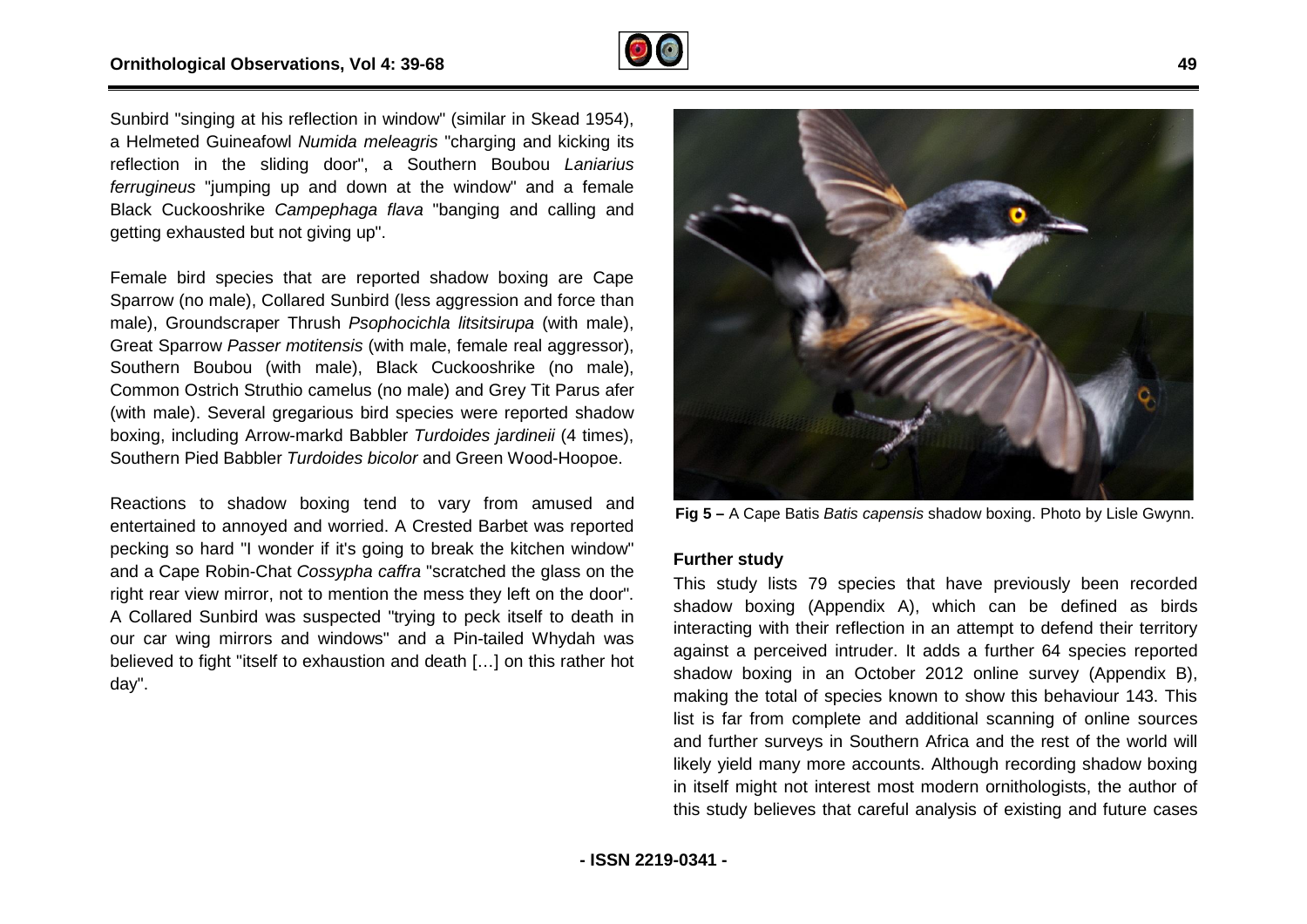Sunbird "singing at his reflection in window" (similar in Skead 1954), a Helmeted Guineafowl *Numida meleagris* "charging and kicking its reflection in the sliding door", a Southern Boubou *Laniarius ferrugineus* "jumping up and down at the window" and a female Black Cuckooshrike *Campephaga flava* "banging and calling and getting exhausted but not giving up".

Female bird species that are reported shadow boxing are Cape Sparrow (no male), Collared Sunbird (less aggression and force than male), Groundscraper Thrush *Psophocichla litsitsirupa* (with male), Great Sparrow *Passer motitensis* (with male, female real aggressor), Southern Boubou (with male), Black Cuckooshrike (no male), Common Ostrich Struthio camelus (no male) and Grey Tit Parus afer (with male). Several gregarious bird species were reported shadow boxing, including Arrow-markd Babbler *Turdoides jardineii* (4 times), Southern Pied Babbler *Turdoides bicolor* and Green Wood-Hoopoe.

Reactions to shadow boxing tend to vary from amused and entertained to annoyed and worried. A Crested Barbet was reported pecking so hard "I wonder if it's going to break the kitchen window" and a Cape Robin-Chat *Cossypha caffra* "scratched the glass on the right rear view mirror, not to mention the mess they left on the door". A Collared Sunbird was suspected "trying to peck itself to death in our car wing mirrors and windows" and a Pin-tailed Whydah was believed to fight "itself to exhaustion and death […] on this rather hot day".

**Fig 5 –** A Cape Batis *Batis capensis* shadow boxing. Photo by Lisle Gwynn.

#### Further study

This study lists 79 species that have previously been recorded shadow boxing (Appendix A), which can be defined as birds interacting with their reflection in an attempt to defend their territory against a perceived intruder. It adds a further 64 species reported shadow boxing in an October 2012 online survey (Appendix B), making the total of species known to show this behaviour 143. This list is far from complete and additional scanning of online sources and further surveys in Southern Africa and the rest of the world will likely yield many more accounts. Although recording shadow boxing in itself might not interest most modern ornithologists, the author of this study believes that careful analysis of existing and future cases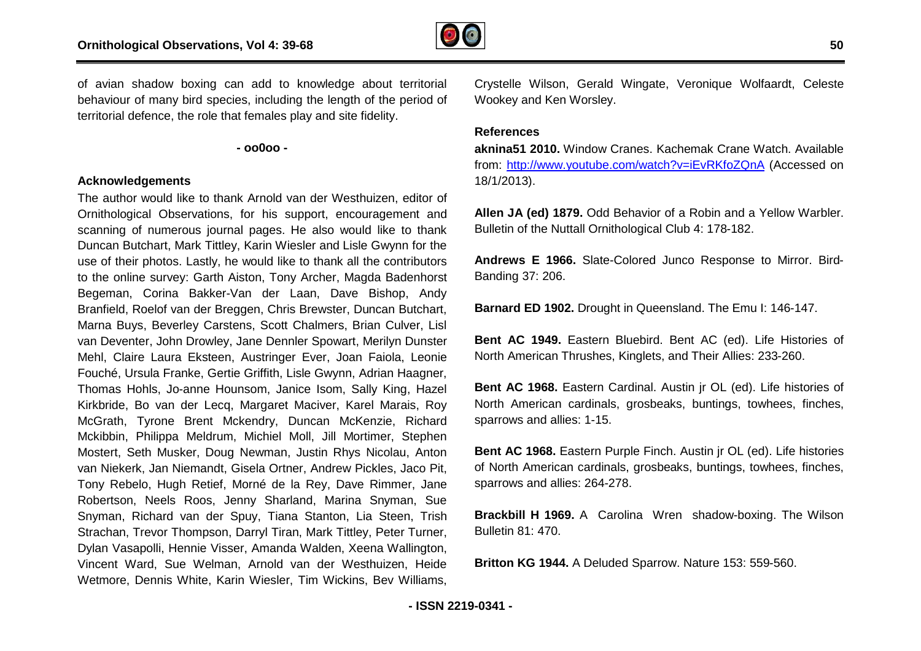of avian shadow boxing can add to knowledge about territorial behaviour of many bird species, including the length of the period of territorial defence, the role that females play and site fidelity.

- oo0oo -

## Acknowledgements

The author would like to thank Arnold van der Westhuizen, editor of Ornithological Observations, for his support, encouragement and scanning of numerous journal pages. He also would like to thank Duncan Butchart, Mark Tittley, Karin Wiesler and Lisle Gwynn for the use of their photos. Lastly, he would like to thank all the contributors to the online survey: Garth Aiston, Tony Archer, Magda Badenhorst Begeman, Corina Bakker-Van der Laan, Dave Bishop, Andy Branfield, Roelof van der Breggen, Chris Brewster, Duncan Butchart, Marna Buys, Beverley Carstens, Scott Chalmers, Brian Culver, Lisl van Deventer, John Drowley, Jane Dennler Spowart, Merilyn Dunster Mehl, Claire Laura Eksteen, Austringer Ever, Joan Faiola, Leonie Fouché, Ursula Franke, Gertie Griffith, Lisle Gwynn, Adrian Haagner, Thomas Hohls, Jo-anne Hounsom, Janice Isom, Sally King, Hazel Kirkbride, Bo van der Lecq, Margaret Maciver, Karel Marais, Roy McGrath, Tyrone Brent Mckendry, Duncan McKenzie, Richard Mckibbin, Philippa Meldrum, Michiel Moll, Jill Mortimer, Stephen Mostert, Seth Musker, Doug Newman, Justin Rhys Nicolau, Anton van Niekerk, Jan Niemandt, Gisela Ortner, Andrew Pickles, Jaco Pit, Tony Rebelo, Hugh Retief, Morné de la Rey, Dave Rimmer, Jane Robertson, Neels Roos, Jenny Sharland, Marina Snyman, Sue Snyman, Richard van der Spuy, Tiana Stanton, Lia Steen, Trish Strachan, Trevor Thompson, Darryl Tiran, Mark Tittley, Peter Turner, Dylan Vasapolli, Hennie Visser, Amanda Walden, Xeena Wallington, Vincent Ward, Sue Welman, Arnold van der Westhuizen, Heide Wetmore, Dennis White, Karin Wiesler, Tim Wickins, Bev Williams, Crystelle Wilson, Gerald Wingate, Veronique Wolfaardt, Celeste Wookey and Ken Worsley.

## References

**aknina51 2010.** Window Cranes. Kachemak Crane Watch. Available from: http://www.youtube.com/watch?v=iEvRKfoZQnA (Accessed on 18/1/2013).

**Allen JA (ed) 1879.** Odd Behavior of a Robin and a Yellow Warbler. Bulletin of the Nuttall Ornithological Club 4: 178-182.

**Andrews E 1966.** Slate-Colored Junco Response to Mirror. Bird-Banding 37: 206.

**Barnard ED 1902.** Drought in Queensland. The Emu I: 146-147.

**Bent AC 1949.** Eastern Bluebird. Bent AC (ed). Life Histories of North American Thrushes, Kinglets, and Their Allies: 233-260.

**Bent AC 1968.** Eastern Cardinal. Austin jr OL (ed). Life histories of North American cardinals, grosbeaks, buntings, towhees, finches, sparrows and allies: 1-15.

**Bent AC 1968.** Eastern Purple Finch. Austin jr OL (ed). Life histories of North American cardinals, grosbeaks, buntings, towhees, finches, sparrows and allies: 264-278.

**Brackbill H 1969.** A Carolina Wren shadow-boxing. The Wilson Bulletin 81: 470.

**Britton KG 1944.** A Deluded Sparrow. Nature 153: 559-560.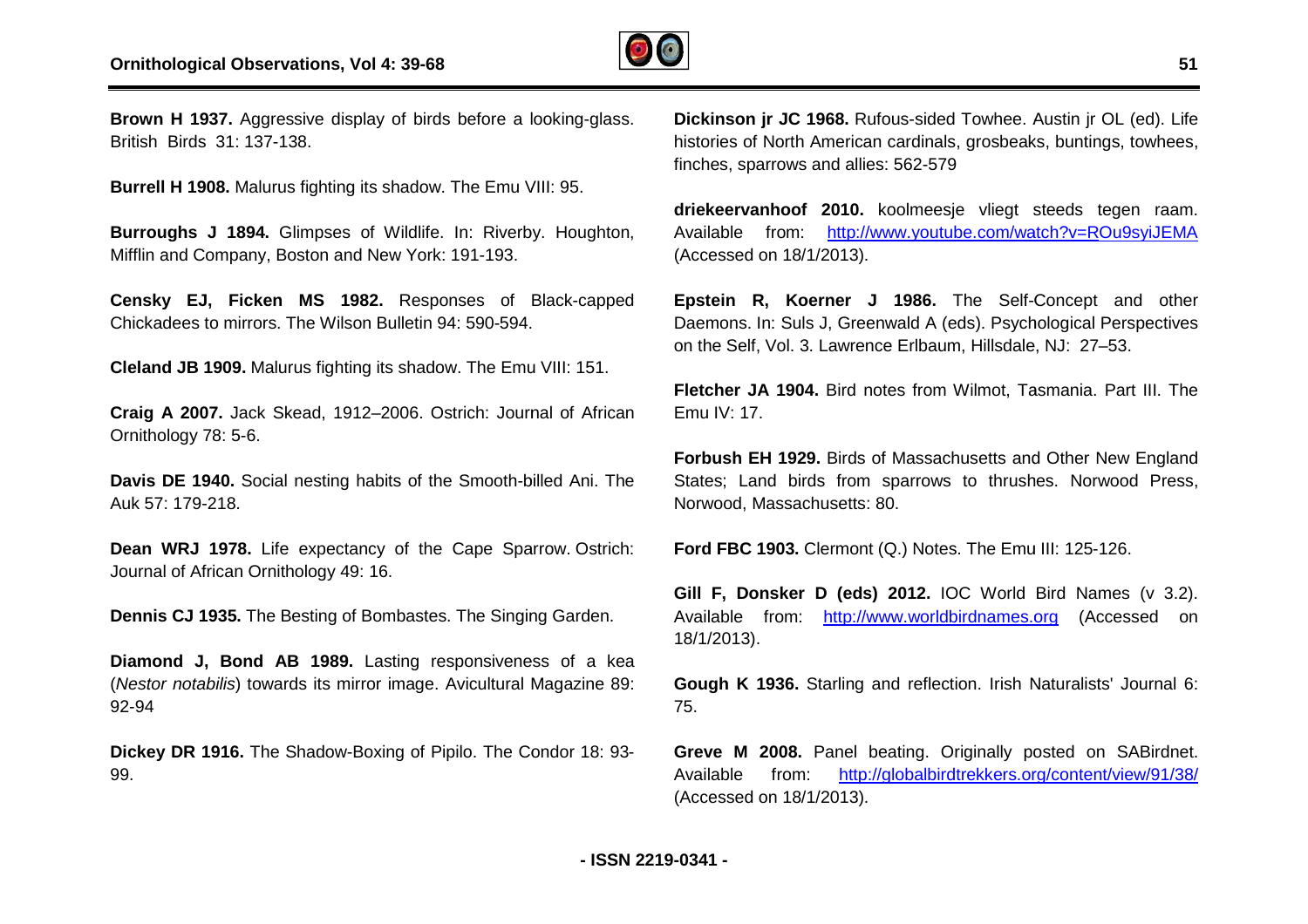**Brown H 1937.** Aggressive display of birds before a looking-glass. British Birds 31: 137-138.

**Burrell H 1908.** Malurus fighting its shadow. The Emu VIII: 95.

**Burroughs J 1894.** Glimpses of Wildlife. In: Riverby. Houghton, Mifflin and Company, Boston and New York: 191-193.

**Censky EJ, Ficken MS 1982.** Responses of Black-capped Chickadees to mirrors. The Wilson Bulletin 94: 590-594.

**Cleland JB 1909.** Malurus fighting its shadow. The Emu VIII: 151.

**Craig A 2007.** Jack Skead, 1912–2006. Ostrich: Journal of African Ornithology 78: 5-6.

**Davis DE 1940.** Social nesting habits of the Smooth-billed Ani. The Auk 57: 179-218.

**Dean WRJ 1978.** Life expectancy of the Cape Sparrow. Ostrich: Journal of African Ornithology 49: 16.

**Dennis CJ 1935.** The Besting of Bombastes. The Singing Garden.

**Diamond J, Bond AB 1989.** Lasting responsiveness of a kea (*Nestor notabilis*) towards its mirror image. Avicultural Magazine 89: 92-94

**Dickey DR 1916.** The Shadow-Boxing of Pipilo. The Condor 18: 93-99.

**Dickinson jr JC 1968.** Rufous-sided Towhee. Austin jr OL (ed). Life histories of North American cardinals, grosbeaks, buntings, towhees, finches, sparrows and allies: 562-579

**driekeervanhoof 2010.** koolmeesje vliegt steeds tegen raam. Available from: http://www.youtube.com/watch?v=ROu9syiJEMA (Accessed on 18/1/2013).

**Epstein R, Koerner J 1986.** The Self-Concept and other Daemons. In: Suls J, Greenwald A (eds). Psychological Perspectives on the Self, Vol. 3. Lawrence Erlbaum, Hillsdale, NJ: 27–53.

**Fletcher JA 1904.** Bird notes from Wilmot, Tasmania. Part III. The Emu IV: 17.

**Forbush EH 1929.** Birds of Massachusetts and Other New England States; Land birds from sparrows to thrushes. Norwood Press, Norwood, Massachusetts: 80.

**Ford FBC 1903.** Clermont (Q.) Notes. The Emu III: 125-126.

**Gill F, Donsker D (eds) 2012.** IOC World Bird Names (v 3.2). Available from: http://www.worldbirdnames.org (Accessed on 18/1/2013).

**Gough K 1936.** Starling and reflection. Irish Naturalists' Journal 6: 75.

**Greve M 2008.** Panel beating. Originally posted on SABirdnet. Available from: http://globalbirdtrekkers.org/content/view/91/38/ (Accessed on 18/1/2013).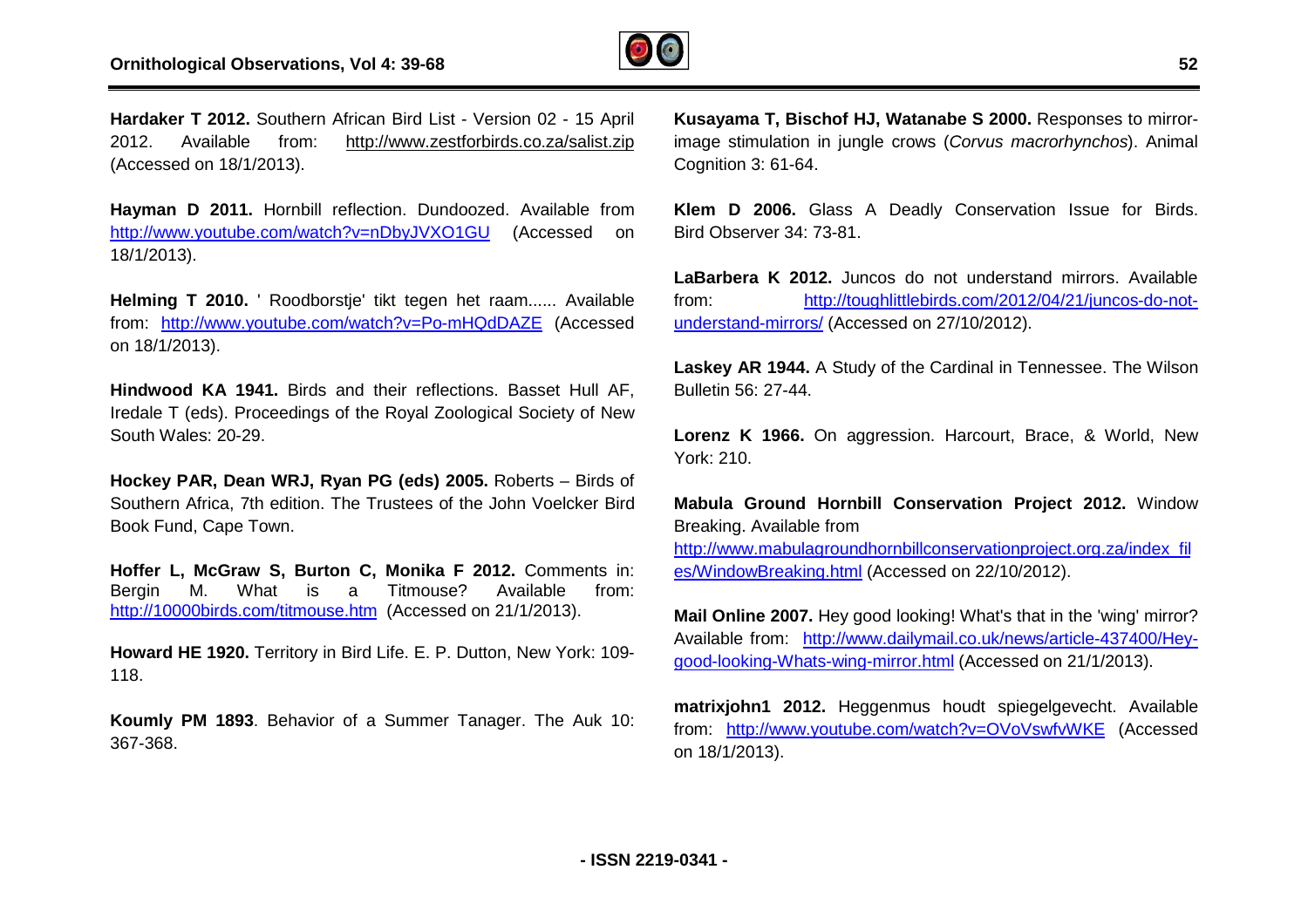**Hardaker T 2012.** Southern African Bird List - Version 02 - 15 April 2012. Available from: http://www.zestforbirds.co.za/salist.zip (Accessed on 18/1/2013).

**Hayman D 2011.** Hornbill reflection. Dundoozed. Available from http://www.youtube.com/watch?v=nDbyJVXO1GU (Accessed on 18/1/2013).

**Helming T 2010.** ' Roodborstje' tikt tegen het raam...... Available from: http://www.youtube.com/watch?v=Po-mHQdDAZE (Accessed on 18/1/2013).

**Hindwood KA 1941.** Birds and their reflections. Basset Hull AF, Iredale T (eds). Proceedings of the Royal Zoological Society of New South Wales: 20-29.

**Hockey PAR, Dean WRJ, Ryan PG (eds) 2005.** Roberts – Birds of Southern Africa, 7th edition. The Trustees of the John Voelcker Bird Book Fund, Cape Town.

**Hoffer L, McGraw S, Burton C, Monika F 2012.** Comments in: Bergin M. What is a Titmouse? Available from: http://10000birds.com/titmouse.htm (Accessed on 21/1/2013).

**Howard HE 1920.** Territory in Bird Life. E. P. Dutton, New York: 109-118.

**Koumly PM 1893**. Behavior of a Summer Tanager. The Auk 10: 367-368.

**Kusayama T, Bischof HJ, Watanabe S 2000.** Responses to mirror-image stimulation in jungle crows (*Corvus macrorhynchos*). Animal Cognition 3: 61-64.

**Klem D 2006.** Glass A Deadly Conservation Issue for Birds. Bird Observer 34: 73-81.

**LaBarbera K 2012.** Juncos do not understand mirrors. Available from: http://toughlittlebirds.com/2012/04/21/juncos-do-not-understand-mirrors/ (Accessed on 27/10/2012).

**Laskey AR 1944.** A Study of the Cardinal in Tennessee. The Wilson Bulletin 56: 27-44.

**Lorenz K 1966.** On aggression. Harcourt, Brace, & World, New York: 210.

**Mabula Ground Hornbill Conservation Project 2012.** Window Breaking. Available from http://www.mabulagroundhornbillconservationproject.org.za/index_files/WindowBreaking.html (Accessed on 22/10/2012).

**Mail Online 2007.** Hey good looking! What's that in the 'wing' mirror? Available from: http://www.dailymail.co.uk/news/article-437400/Hey-good-looking-Whats-wing-mirror.html (Accessed on 21/1/2013).

**matrixjohn1 2012.** Heggenmus houdt spiegelgevecht. Available from: http://www.youtube.com/watch?v=OVoVswfvWKE (Accessed on 18/1/2013).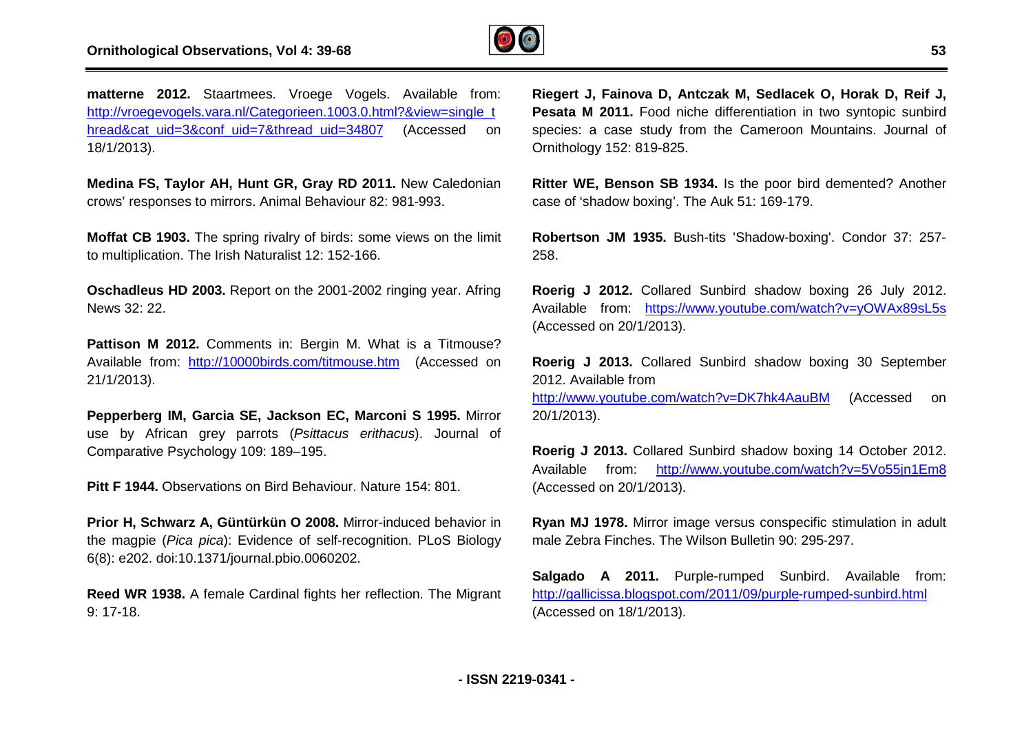**matterne 2012.** Staartmees. Vroege Vogels. Available from: http://vroegevogels.vara.nl/Categorieen.1003.0.html?&view=single_thread&cat_uid=3&conf_uid=7&thread_uid=34807 (Accessed on 18/1/2013).

**Medina FS, Taylor AH, Hunt GR, Gray RD 2011.** New Caledonian crows' responses to mirrors. Animal Behaviour 82: 981-993.

**Moffat CB 1903.** The spring rivalry of birds: some views on the limit to multiplication. The Irish Naturalist 12: 152-166.

**Oschadleus HD 2003.** Report on the 2001-2002 ringing year. Afring News 32: 22.

**Pattison M 2012.** Comments in: Bergin M. What is a Titmouse? Available from: http://10000birds.com/titmouse.htm (Accessed on 21/1/2013).

**Pepperberg IM, Garcia SE, Jackson EC, Marconi S 1995.** Mirror use by African grey parrots (*Psittacus erithacus*). Journal of Comparative Psychology 109: 189–195.

**Pitt F 1944.** Observations on Bird Behaviour. Nature 154: 801.

**Prior H, Schwarz A, Güntürkün O 2008.** Mirror-induced behavior in the magpie (*Pica pica*): Evidence of self-recognition. PLoS Biology 6(8): e202. doi:10.1371/journal.pbio.0060202.

**Reed WR 1938.** A female Cardinal fights her reflection. The Migrant 9: 17-18.

**Riegert J, Fainova D, Antczak M, Sedlacek O, Horak D, Reif J, Pesata M 2011.** Food niche differentiation in two syntopic sunbird species: a case study from the Cameroon Mountains. Journal of Ornithology 152: 819-825.

**Ritter WE, Benson SB 1934.** Is the poor bird demented? Another case of 'shadow boxing'. The Auk 51: 169-179.

**Robertson JM 1935.** Bush-tits 'Shadow-boxing'. Condor 37: 257-258.

**Roerig J 2012.** Collared Sunbird shadow boxing 26 July 2012. Available from: https://www.youtube.com/watch?v=yOWAx89sL5s (Accessed on 20/1/2013).

**Roerig J 2013.** Collared Sunbird shadow boxing 30 September 2012. Available from http://www.youtube.com/watch?v=DK7hk4AauBM (Accessed on 20/1/2013).

**Roerig J 2013.** Collared Sunbird shadow boxing 14 October 2012. Available from: http://www.youtube.com/watch?v=5Vo55jn1Em8 (Accessed on 20/1/2013).

**Ryan MJ 1978.** Mirror image versus conspecific stimulation in adult male Zebra Finches. The Wilson Bulletin 90: 295-297.

**Salgado A 2011.** Purple-rumped Sunbird. Available from: http://gallicissa.blogspot.com/2011/09/purple-rumped-sunbird.html (Accessed on 18/1/2013).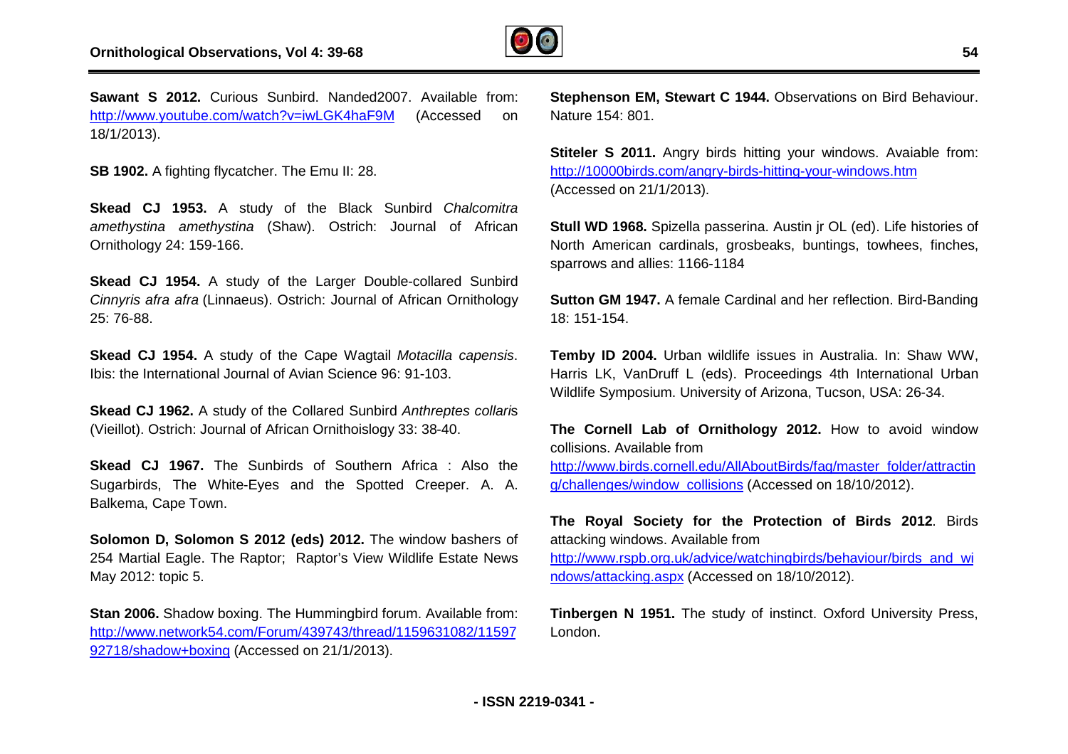**Sawant S 2012.** Curious Sunbird. Nanded2007. Available from: http://www.youtube.com/watch?v=iwLGK4haF9M (Accessed on 18/1/2013).

**SB 1902.** A fighting flycatcher. The Emu II: 28.

**Skead CJ 1953.** A study of the Black Sunbird *Chalcomitra amethystina amethystina* (Shaw). Ostrich: Journal of African Ornithology 24: 159-166.

**Skead CJ 1954.** A study of the Larger Double-collared Sunbird *Cinnyris afra afra* (Linnaeus). Ostrich: Journal of African Ornithology 25: 76-88.

**Skead CJ 1954.** A study of the Cape Wagtail *Motacilla capensis*. Ibis: the International Journal of Avian Science 96: 91-103.

**Skead CJ 1962.** A study of the Collared Sunbird *Anthreptes collaris* (Vieillot). Ostrich: Journal of African Ornithoislogy 33: 38-40.

**Skead CJ 1967.** The Sunbirds of Southern Africa : Also the Sugarbirds, The White-Eyes and the Spotted Creeper. A. A. Balkema, Cape Town.

**Solomon D, Solomon S 2012 (eds) 2012.** The window bashers of 254 Martial Eagle. The Raptor; Raptor's View Wildlife Estate News May 2012: topic 5.

**Stan 2006.** Shadow boxing. The Hummingbird forum. Available from: http://www.network54.com/Forum/439743/thread/1159631082/1159792718/shadow+boxing (Accessed on 21/1/2013).

**Stephenson EM, Stewart C 1944.** Observations on Bird Behaviour. Nature 154: 801.

**Stiteler S 2011.** Angry birds hitting your windows. Avaiable from: http://10000birds.com/angry-birds-hitting-your-windows.htm (Accessed on 21/1/2013).

**Stull WD 1968.** Spizella passerina. Austin jr OL (ed). Life histories of North American cardinals, grosbeaks, buntings, towhees, finches, sparrows and allies: 1166-1184

**Sutton GM 1947.** A female Cardinal and her reflection. Bird-Banding 18: 151-154.

**Temby ID 2004.** Urban wildlife issues in Australia. In: Shaw WW, Harris LK, VanDruff L (eds). Proceedings 4th International Urban Wildlife Symposium. University of Arizona, Tucson, USA: 26-34.

**The Cornell Lab of Ornithology 2012.** How to avoid window collisions. Available from http://www.birds.cornell.edu/AllAboutBirds/faq/master_folder/attracting/challenges/window_collisions (Accessed on 18/10/2012).

**The Royal Society for the Protection of Birds 2012**. Birds attacking windows. Available from http://www.rspb.org.uk/advice/watchingbirds/behaviour/birds_and_windows/attacking.aspx (Accessed on 18/10/2012).

**Tinbergen N 1951.** The study of instinct. Oxford University Press, London.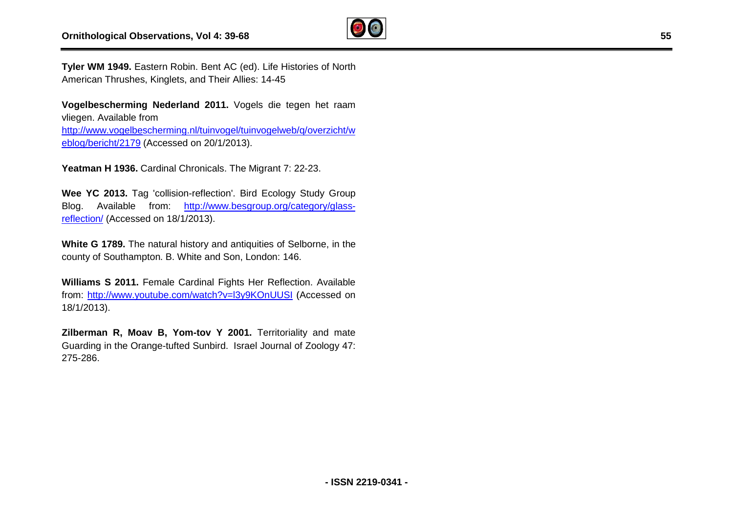**Tyler WM 1949.** Eastern Robin. Bent AC (ed). Life Histories of North American Thrushes, Kinglets, and Their Allies: 14-45

**Vogelbescherming Nederland 2011.** Vogels die tegen het raam vliegen. Available from http://www.vogelbescherming.nl/tuinvogel/tuinvogelweb/q/overzicht/weblog/bericht/2179 (Accessed on 20/1/2013).

**Yeatman H 1936.** Cardinal Chronicals. The Migrant 7: 22-23.

**Wee YC 2013.** Tag 'collision-reflection'. Bird Ecology Study Group Blog. Available from: http://www.besgroup.org/category/glass-reflection/ (Accessed on 18/1/2013).

**White G 1789.** The natural history and antiquities of Selborne, in the county of Southampton. B. White and Son, London: 146.

**Williams S 2011.** Female Cardinal Fights Her Reflection. Available from: http://www.youtube.com/watch?v=l3y9KOnUUSI (Accessed on 18/1/2013).

**Zilberman R, Moav B, Yom-tov Y 2001.** Territoriality and mate Guarding in the Orange-tufted Sunbird. Israel Journal of Zoology 47: 275-286.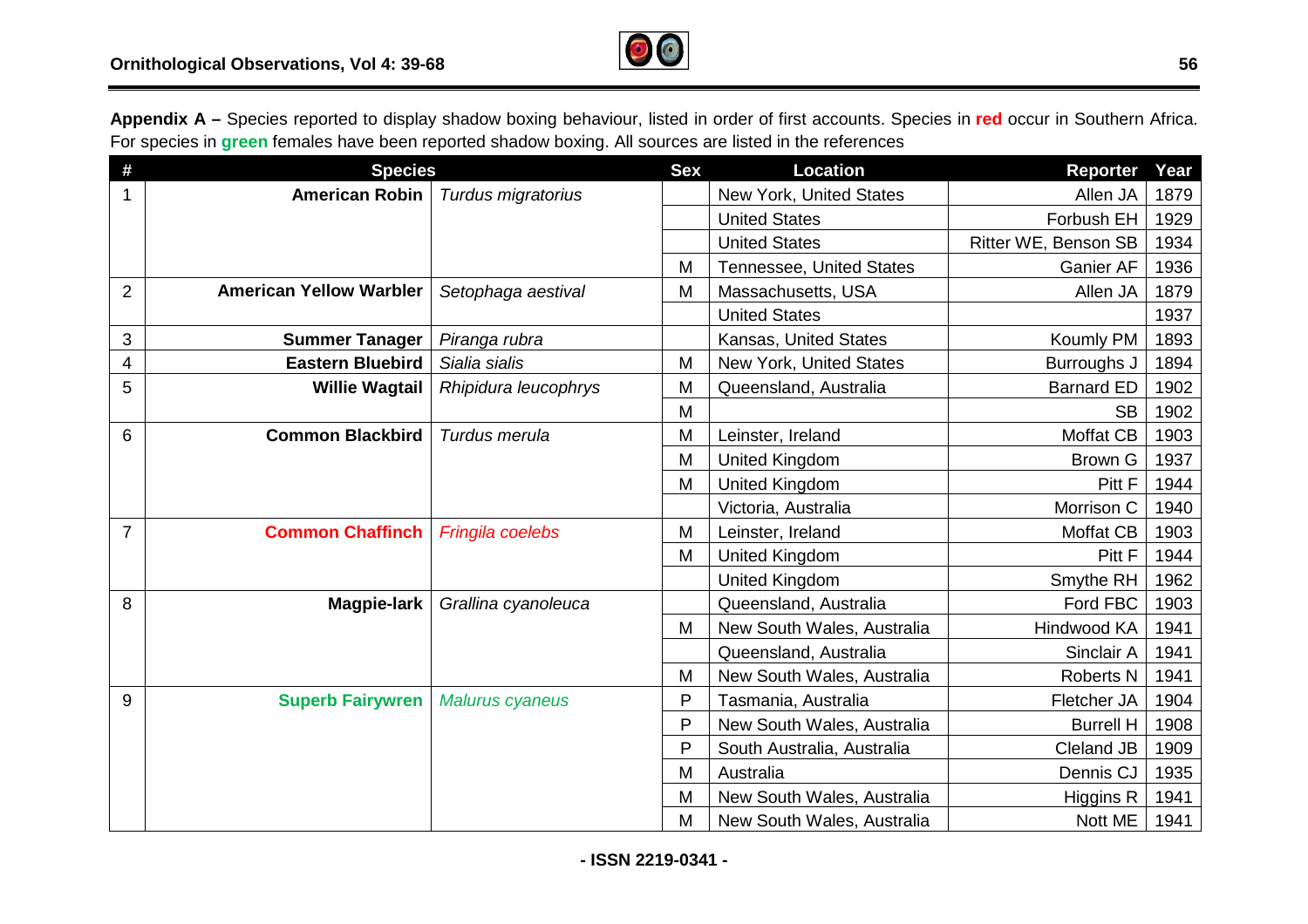**Appendix A –** Species reported to display shadow boxing behaviour, listed in order of first accounts. Species in **red** occur in Southern Africa. For species in **green** females have been reported shadow boxing. All sources are listed in the references

| # | Species | | Sex | Location | Reporter | Year |
|---|---|---|---|---|---|---|
| 1 | **American Robin** | *Turdus migratorius* | | New York, United States | Allen JA | 1879 |
| | | | | United States | Forbush EH | 1929 |
| | | | | United States | Ritter WE, Benson SB | 1934 |
| | | | M | Tennessee, United States | Ganier AF | 1936 |
| 2 | **American Yellow Warbler** | *Setophaga aestival* | M | Massachusetts, USA | Allen JA | 1879 |
| | | | | United States | | 1937 |
| 3 | **Summer Tanager** | *Piranga rubra* | | Kansas, United States | Koumly PM | 1893 |
| 4 | **Eastern Bluebird** | *Sialia sialis* | M | New York, United States | Burroughs J | 1894 |
| 5 | **Willie Wagtail** | *Rhipidura leucophrys* | M | Queensland, Australia | Barnard ED | 1902 |
| | | | M | | SB | 1902 |
| 6 | **Common Blackbird** | *Turdus merula* | M | Leinster, Ireland | Moffat CB | 1903 |
| | | | M | United Kingdom | Brown G | 1937 |
| | | | M | United Kingdom | Pitt F | 1944 |
| | | | | Victoria, Australia | Morrison C | 1940 |
| 7 | **Common Chaffinch** | *Fringila coelebs* | M | Leinster, Ireland | Moffat CB | 1903 |
| | | | M | United Kingdom | Pitt F | 1944 |
| | | | | United Kingdom | Smythe RH | 1962 |
| 8 | **Magpie-lark** | *Grallina cyanoleuca* | | Queensland, Australia | Ford FBC | 1903 |
| | | | M | New South Wales, Australia | Hindwood KA | 1941 |
| | | | | Queensland, Australia | Sinclair A | 1941 |
| | | | M | New South Wales, Australia | Roberts N | 1941 |
| 9 | **Superb Fairywren** | *Malurus cyaneus* | P | Tasmania, Australia | Fletcher JA | 1904 |
| | | | P | New South Wales, Australia | Burrell H | 1908 |
| | | | P | South Australia, Australia | Cleland JB | 1909 |
| | | | M | Australia | Dennis CJ | 1935 |
| | | | M | New South Wales, Australia | Higgins R | 1941 |
| | | | M | New South Wales, Australia | Nott ME | 1941 |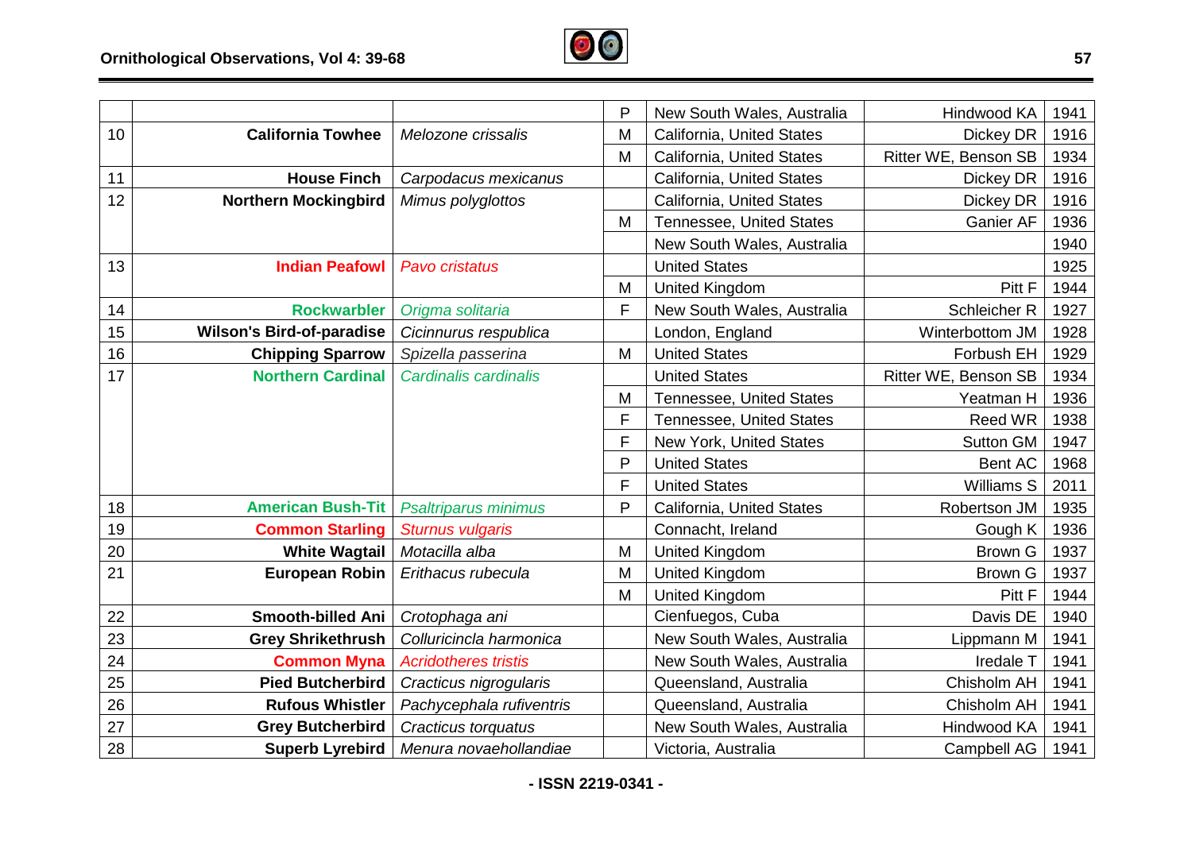| | | | | | | |
|---|---|---|---|---|---|---|
| | | | P | New South Wales, Australia | Hindwood KA | 1941 |
| 10 | **California Towhee** | *Melozone crissalis* | M | California, United States | Dickey DR | 1916 |
| | | | M | California, United States | Ritter WE, Benson SB | 1934 |
| 11 | **House Finch** | *Carpodacus mexicanus* | | California, United States | Dickey DR | 1916 |
| 12 | **Northern Mockingbird** | *Mimus polyglottos* | | California, United States | Dickey DR | 1916 |
| | | | M | Tennessee, United States | Ganier AF | 1936 |
| | | | | New South Wales, Australia | | 1940 |
| 13 | **Indian Peafowl** | *Pavo cristatus* | | United States | | 1925 |
| | | | M | United Kingdom | Pitt F | 1944 |
| 14 | **Rockwarbler** | *Origma solitaria* | F | New South Wales, Australia | Schleicher R | 1927 |
| 15 | **Wilson's Bird-of-paradise** | *Cicinnurus respublica* | | London, England | Winterbottom JM | 1928 |
| 16 | **Chipping Sparrow** | *Spizella passerina* | M | United States | Forbush EH | 1929 |
| 17 | **Northern Cardinal** | *Cardinalis cardinalis* | | United States | Ritter WE, Benson SB | 1934 |
| | | | M | Tennessee, United States | Yeatman H | 1936 |
| | | | F | Tennessee, United States | Reed WR | 1938 |
| | | | F | New York, United States | Sutton GM | 1947 |
| | | | P | United States | Bent AC | 1968 |
| | | | F | United States | Williams S | 2011 |
| 18 | **American Bush-Tit** | *Psaltriparus minimus* | P | California, United States | Robertson JM | 1935 |
| 19 | **Common Starling** | *Sturnus vulgaris* | | Connacht, Ireland | Gough K | 1936 |
| 20 | **White Wagtail** | *Motacilla alba* | M | United Kingdom | Brown G | 1937 |
| 21 | **European Robin** | *Erithacus rubecula* | M | United Kingdom | Brown G | 1937 |
| | | | M | United Kingdom | Pitt F | 1944 |
| 22 | **Smooth-billed Ani** | *Crotophaga ani* | | Cienfuegos, Cuba | Davis DE | 1940 |
| 23 | **Grey Shrikethrush** | *Colluricincla harmonica* | | New South Wales, Australia | Lippmann M | 1941 |
| 24 | **Common Myna** | *Acridotheres tristis* | | New South Wales, Australia | Iredale T | 1941 |
| 25 | **Pied Butcherbird** | *Cracticus nigrogularis* | | Queensland, Australia | Chisholm AH | 1941 |
| 26 | **Rufous Whistler** | *Pachycephala rufiventris* | | Queensland, Australia | Chisholm AH | 1941 |
| 27 | **Grey Butcherbird** | *Cracticus torquatus* | | New South Wales, Australia | Hindwood KA | 1941 |
| 28 | **Superb Lyrebird** | *Menura novaehollandiae* | | Victoria, Australia | Campbell AG | 1941 |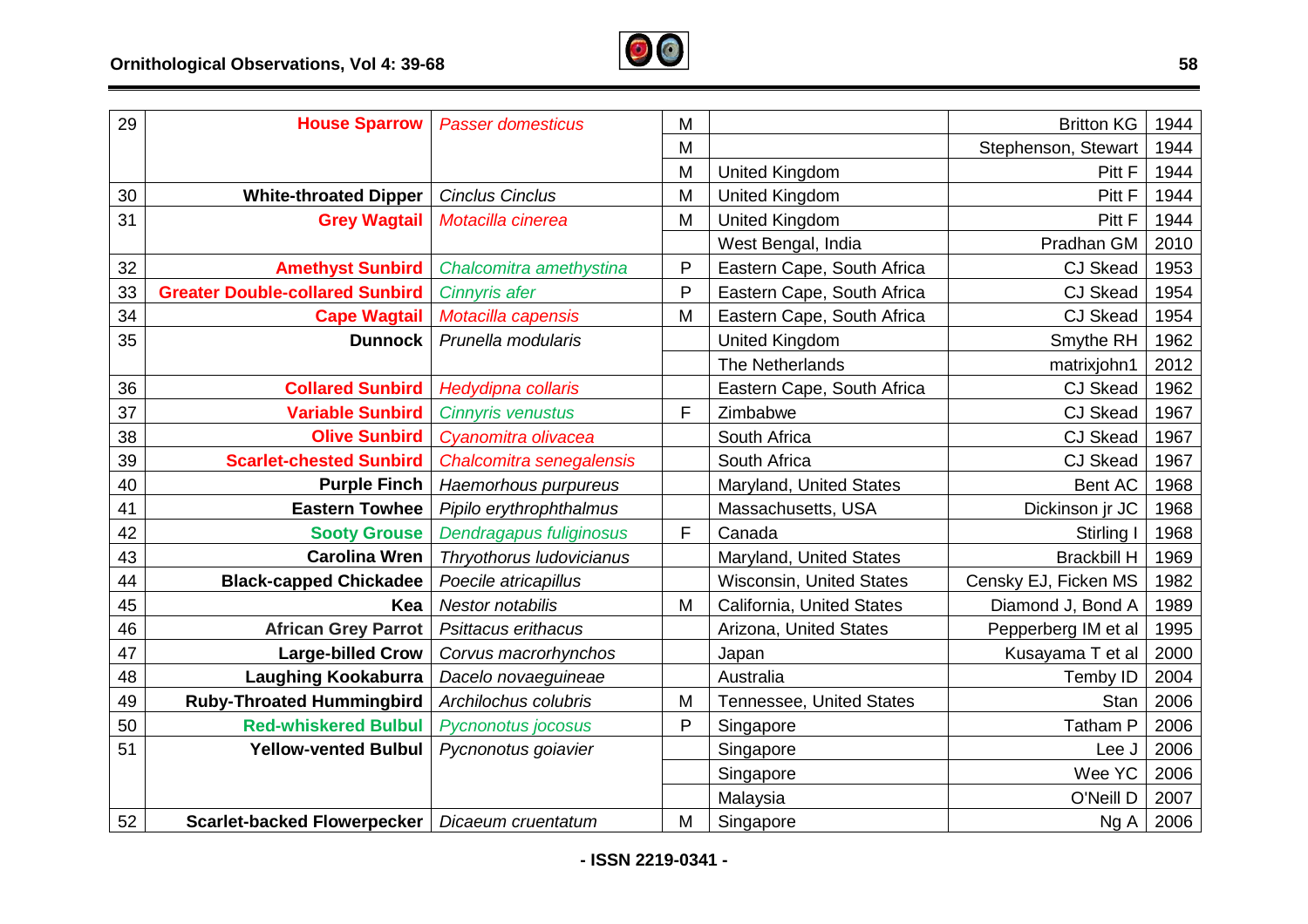| 29 | **House Sparrow** | *Passer domesticus* | M | | Britton KG | 1944 |
|---|---|---|---|---|---|---|
| | | | M | | Stephenson, Stewart | 1944 |
| | | | M | United Kingdom | Pitt F | 1944 |
| 30 | **White-throated Dipper** | *Cinclus Cinclus* | M | United Kingdom | Pitt F | 1944 |
| 31 | **Grey Wagtail** | *Motacilla cinerea* | M | United Kingdom | Pitt F | 1944 |
| | | | | West Bengal, India | Pradhan GM | 2010 |
| 32 | **Amethyst Sunbird** | *Chalcomitra amethystina* | P | Eastern Cape, South Africa | CJ Skead | 1953 |
| 33 | **Greater Double-collared Sunbird** | *Cinnyris afer* | P | Eastern Cape, South Africa | CJ Skead | 1954 |
| 34 | **Cape Wagtail** | *Motacilla capensis* | M | Eastern Cape, South Africa | CJ Skead | 1954 |
| 35 | **Dunnock** | *Prunella modularis* | | United Kingdom | Smythe RH | 1962 |
| | | | | The Netherlands | matrixjohn1 | 2012 |
| 36 | **Collared Sunbird** | *Hedydipna collaris* | | Eastern Cape, South Africa | CJ Skead | 1962 |
| 37 | **Variable Sunbird** | *Cinnyris venustus* | F | Zimbabwe | CJ Skead | 1967 |
| 38 | **Olive Sunbird** | *Cyanomitra olivacea* | | South Africa | CJ Skead | 1967 |
| 39 | **Scarlet-chested Sunbird** | *Chalcomitra senegalensis* | | South Africa | CJ Skead | 1967 |
| 40 | **Purple Finch** | *Haemorhous purpureus* | | Maryland, United States | Bent AC | 1968 |
| 41 | **Eastern Towhee** | *Pipilo erythrophthalmus* | | Massachusetts, USA | Dickinson jr JC | 1968 |
| 42 | **Sooty Grouse** | *Dendragapus fuliginosus* | F | Canada | Stirling I | 1968 |
| 43 | **Carolina Wren** | *Thryothorus ludovicianus* | | Maryland, United States | Brackbill H | 1969 |
| 44 | **Black-capped Chickadee** | *Poecile atricapillus* | | Wisconsin, United States | Censky EJ, Ficken MS | 1982 |
| 45 | **Kea** | *Nestor notabilis* | M | California, United States | Diamond J, Bond A | 1989 |
| 46 | **African Grey Parrot** | *Psittacus erithacus* | | Arizona, United States | Pepperberg IM et al | 1995 |
| 47 | **Large-billed Crow** | *Corvus macrorhynchos* | | Japan | Kusayama T et al | 2000 |
| 48 | **Laughing Kookaburra** | *Dacelo novaeguineae* | | Australia | Temby ID | 2004 |
| 49 | **Ruby-Throated Hummingbird** | *Archilochus colubris* | M | Tennessee, United States | Stan | 2006 |
| 50 | **Red-whiskered Bulbul** | *Pycnonotus jocosus* | P | Singapore | Tatham P | 2006 |
| 51 | **Yellow-vented Bulbul** | *Pycnonotus goiavier* | | Singapore | Lee J | 2006 |
| | | | | Singapore | Wee YC | 2006 |
| | | | | Malaysia | O'Neill D | 2007 |
| 52 | **Scarlet-backed Flowerpecker** | *Dicaeum cruentatum* | M | Singapore | Ng A | 2006 |

- ISSN 2219-0341 -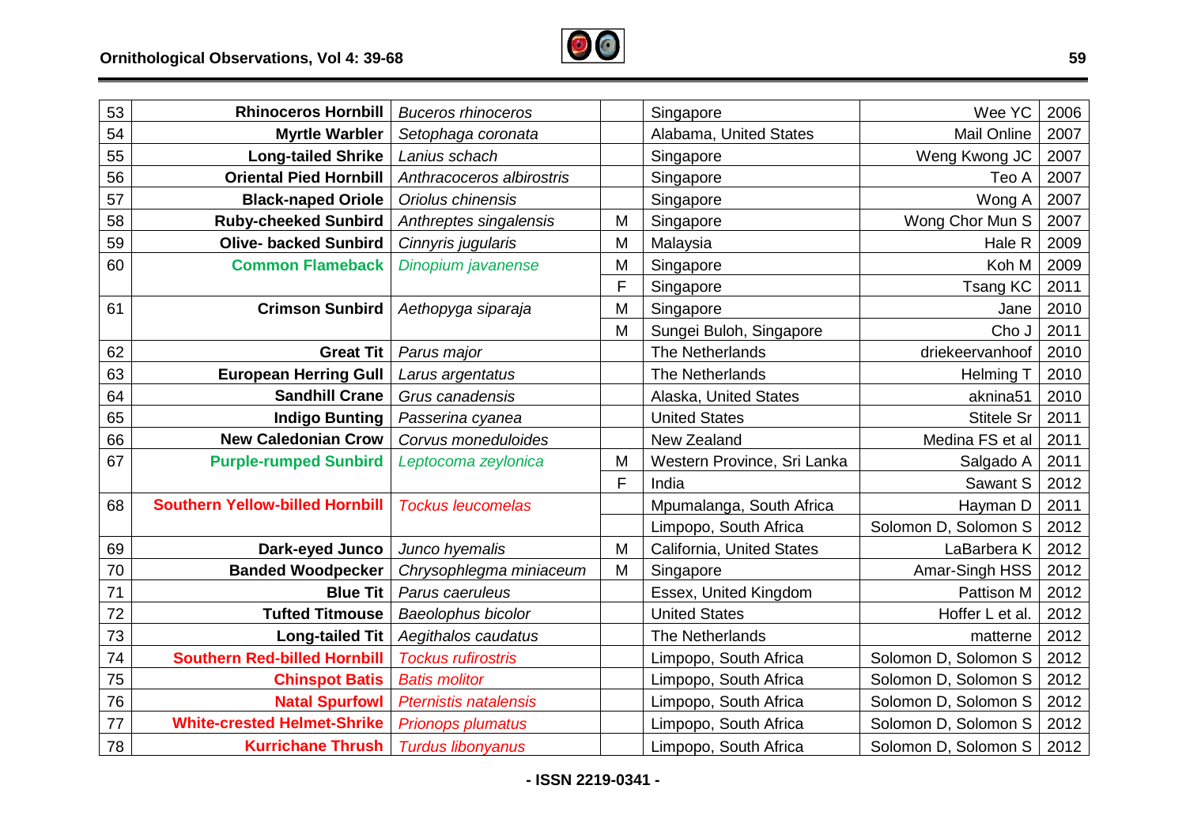| 53 | **Rhinoceros Hornbill** | *Buceros rhinoceros* | | Singapore | Wee YC | 2006 |
|---|---|---|---|---|---|---|
| 54 | **Myrtle Warbler** | *Setophaga coronata* | | Alabama, United States | Mail Online | 2007 |
| 55 | **Long-tailed Shrike** | *Lanius schach* | | Singapore | Weng Kwong JC | 2007 |
| 56 | **Oriental Pied Hornbill** | *Anthracoceros albirostris* | | Singapore | Teo A | 2007 |
| 57 | **Black-naped Oriole** | *Oriolus chinensis* | | Singapore | Wong A | 2007 |
| 58 | **Ruby-cheeked Sunbird** | *Anthreptes singalensis* | M | Singapore | Wong Chor Mun S | 2007 |
| 59 | **Olive- backed Sunbird** | *Cinnyris jugularis* | M | Malaysia | Hale R | 2009 |
| 60 | **Common Flameback** | *Dinopium javanense* | M | Singapore | Koh M | 2009 |
| | | | F | Singapore | Tsang KC | 2011 |
| 61 | **Crimson Sunbird** | *Aethopyga siparaja* | M | Singapore | Jane | 2010 |
| | | | M | Sungei Buloh, Singapore | Cho J | 2011 |
| 62 | **Great Tit** | *Parus major* | | The Netherlands | driekeervanhoof | 2010 |
| 63 | **European Herring Gull** | *Larus argentatus* | | The Netherlands | Helming T | 2010 |
| 64 | **Sandhill Crane** | *Grus canadensis* | | Alaska, United States | aknina51 | 2010 |
| 65 | **Indigo Bunting** | *Passerina cyanea* | | United States | Stitele Sr | 2011 |
| 66 | **New Caledonian Crow** | *Corvus moneduloides* | | New Zealand | Medina FS et al | 2011 |
| 67 | **Purple-rumped Sunbird** | *Leptocoma zeylonica* | M | Western Province, Sri Lanka | Salgado A | 2011 |
| | | | F | India | Sawant S | 2012 |
| 68 | **Southern Yellow-billed Hornbill** | *Tockus leucomelas* | | Mpumalanga, South Africa | Hayman D | 2011 |
| | | | | Limpopo, South Africa | Solomon D, Solomon S | 2012 |
| 69 | **Dark-eyed Junco** | *Junco hyemalis* | M | California, United States | LaBarbera K | 2012 |
| 70 | **Banded Woodpecker** | *Chrysophlegma miniaceum* | M | Singapore | Amar-Singh HSS | 2012 |
| 71 | **Blue Tit** | *Parus caeruleus* | | Essex, United Kingdom | Pattison M | 2012 |
| 72 | **Tufted Titmouse** | *Baeolophus bicolor* | | United States | Hoffer L et al. | 2012 |
| 73 | **Long-tailed Tit** | *Aegithalos caudatus* | | The Netherlands | matterne | 2012 |
| 74 | **Southern Red-billed Hornbill** | *Tockus rufirostris* | | Limpopo, South Africa | Solomon D, Solomon S | 2012 |
| 75 | **Chinspot Batis** | *Batis molitor* | | Limpopo, South Africa | Solomon D, Solomon S | 2012 |
| 76 | **Natal Spurfowl** | *Pternistis natalensis* | | Limpopo, South Africa | Solomon D, Solomon S | 2012 |
| 77 | **White-crested Helmet-Shrike** | *Prionops plumatus* | | Limpopo, South Africa | Solomon D, Solomon S | 2012 |
| 78 | **Kurrichane Thrush** | *Turdus libonyanus* | | Limpopo, South Africa | Solomon D, Solomon S | 2012 |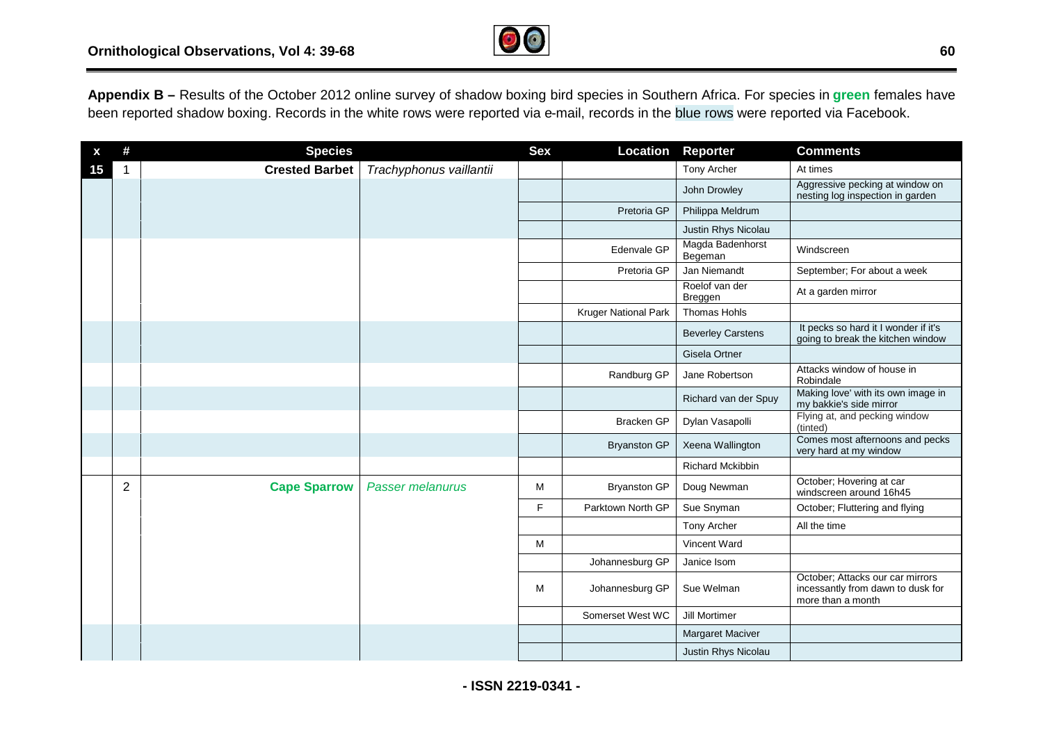**Appendix B –** Results of the October 2012 online survey of shadow boxing bird species in Southern Africa. For species in **green** females have been reported shadow boxing. Records in the white rows were reported via e-mail, records in the blue rows were reported via Facebook.

| x | # | Species | | Sex | Location | Reporter | Comments |
|---|---|---|---|---|---|---|---|
| 15 | 1 | **Crested Barbet** | *Trachyphonus vaillantii* | | | Tony Archer | At times |
| | | | | | | John Drowley | Aggressive pecking at window on nesting log inspection in garden |
| | | | | | Pretoria GP | Philippa Meldrum | |
| | | | | | | Justin Rhys Nicolau | |
| | | | | | Edenvale GP | Magda Badenhorst Begeman | Windscreen |
| | | | | | Pretoria GP | Jan Niemandt | September; For about a week |
| | | | | | | Roelof van der Breggen | At a garden mirror |
| | | | | | Kruger National Park | Thomas Hohls | |
| | | | | | | Beverley Carstens | It pecks so hard it I wonder if it's going to break the kitchen window |
| | | | | | | Gisela Ortner | |
| | | | | | Randburg GP | Jane Robertson | Attacks window of house in Robindale |
| | | | | | | Richard van der Spuy | Making love' with its own image in my bakkie's side mirror |
| | | | | | Bracken GP | Dylan Vasapolli | Flying at, and pecking window (tinted) |
| | | | | | Bryanston GP | Xeena Wallington | Comes most afternoons and pecks very hard at my window |
| | | | | | | Richard Mckibbin | |
| | 2 | **Cape Sparrow** | *Passer melanurus* | M | Bryanston GP | Doug Newman | October; Hovering at car windscreen around 16h45 |
| | | | | F | Parktown North GP | Sue Snyman | October; Fluttering and flying |
| | | | | | | Tony Archer | All the time |
| | | | | M | | Vincent Ward | |
| | | | | | Johannesburg GP | Janice Isom | |
| | | | | M | Johannesburg GP | Sue Welman | October; Attacks our car mirrors incessantly from dawn to dusk for more than a month |
| | | | | | Somerset West WC | Jill Mortimer | |
| | | | | | | Margaret Maciver | |
| | | | | | | Justin Rhys Nicolau | |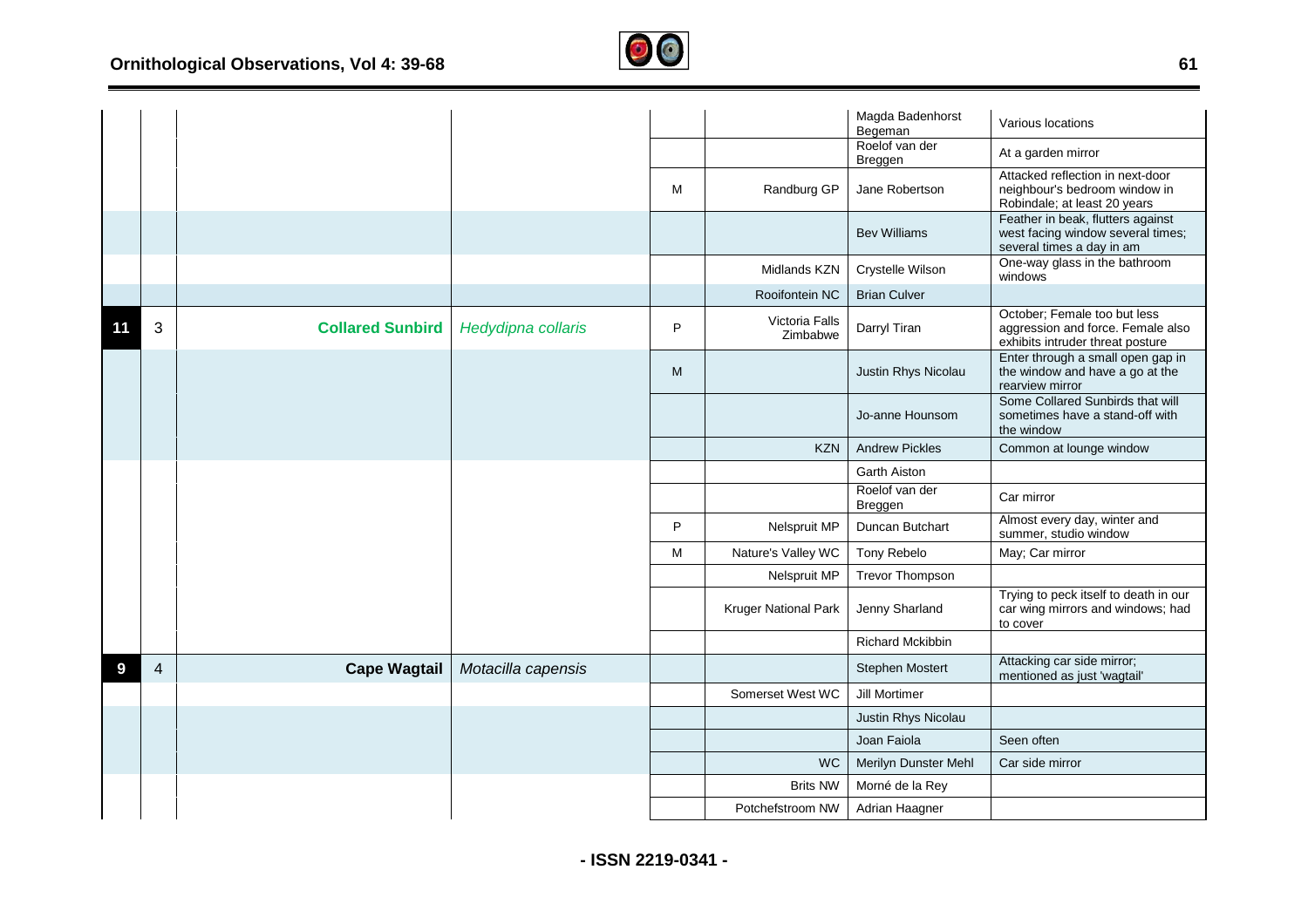| | | | | | | | |
|---|---|---|---|---|---|---|---|
| | | | | | | Magda Badenhorst Begeman | Various locations |
| | | | | | | Roelof van der Breggen | At a garden mirror |
| | | | | M | Randburg GP | Jane Robertson | Attacked reflection in next-door neighbour's bedroom window in Robindale; at least 20 years |
| | | | | | | Bev Williams | Feather in beak, flutters against west facing window several times; several times a day in am |
| | | | | | Midlands KZN | Crystelle Wilson | One-way glass in the bathroom windows |
| | | | | | Rooifontein NC | Brian Culver | |
| **11** | 3 | **Collared Sunbird** | *Hedydipna collaris* | P | Victoria Falls Zimbabwe | Darryl Tiran | October; Female too but less aggression and force. Female also exhibits intruder threat posture |
| | | | | M | | Justin Rhys Nicolau | Enter through a small open gap in the window and have a go at the rearview mirror |
| | | | | | | Jo-anne Hounsom | Some Collared Sunbirds that will sometimes have a stand-off with the window |
| | | | | | KZN | Andrew Pickles | Common at lounge window |
| | | | | | | Garth Aiston | |
| | | | | | | Roelof van der Breggen | Car mirror |
| | | | | P | Nelspruit MP | Duncan Butchart | Almost every day, winter and summer, studio window |
| | | | | M | Nature's Valley WC | Tony Rebelo | May; Car mirror |
| | | | | | Nelspruit MP | Trevor Thompson | |
| | | | | | Kruger National Park | Jenny Sharland | Trying to peck itself to death in our car wing mirrors and windows; had to cover |
| | | | | | | Richard Mckibbin | |
| **9** | 4 | **Cape Wagtail** | *Motacilla capensis* | | | Stephen Mostert | Attacking car side mirror; mentioned as just 'wagtail' |
| | | | | | Somerset West WC | Jill Mortimer | |
| | | | | | | Justin Rhys Nicolau | |
| | | | | | | Joan Faiola | Seen often |
| | | | | | WC | Merilyn Dunster Mehl | Car side mirror |
| | | | | | Brits NW | Morné de la Rey | |
| | | | | | Potchefstroom NW | Adrian Haagner | |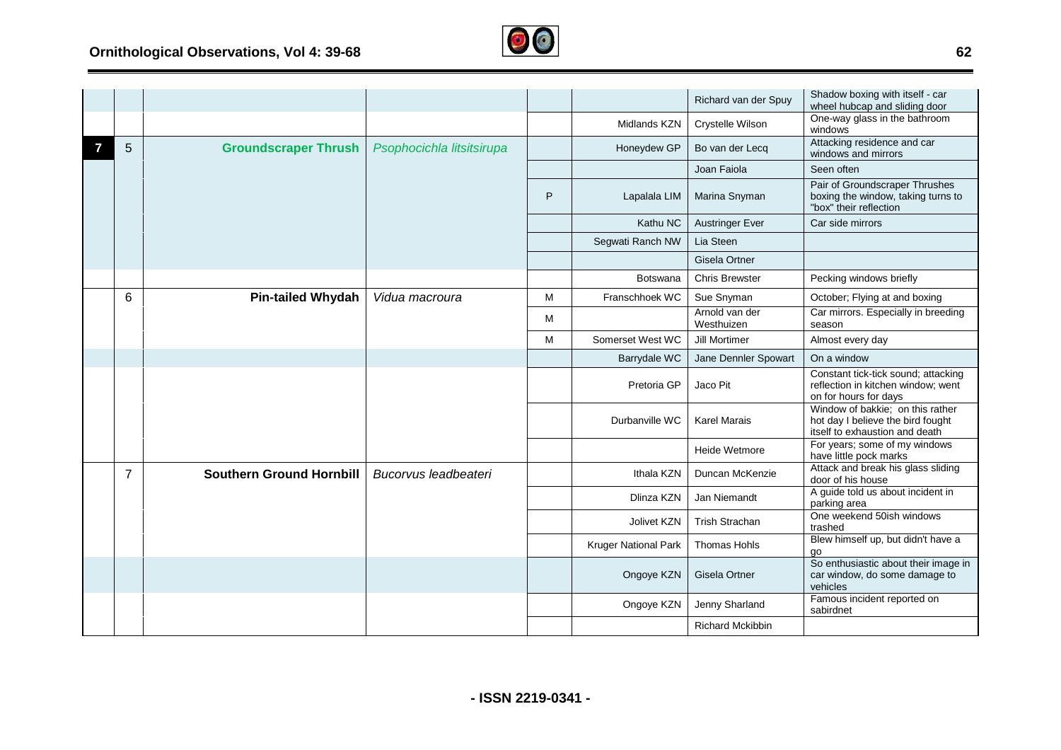| | | | | | | | |
|---|---|---|---|---|---|---|---|
| | | | | | | Richard van der Spuy | Shadow boxing with itself - car wheel hubcap and sliding door |
| | | | | | Midlands KZN | Crystelle Wilson | One-way glass in the bathroom windows |
| 7 | 5 | **Groundscraper Thrush** | *Psophocichla litsitsirupa* | | Honeydew GP | Bo van der Lecq | Attacking residence and car windows and mirrors |
| | | | | | | Joan Faiola | Seen often |
| | | | | P | Lapalala LIM | Marina Snyman | Pair of Groundscraper Thrushes boxing the window, taking turns to "box" their reflection |
| | | | | | Kathu NC | Austringer Ever | Car side mirrors |
| | | | | | Segwati Ranch NW | Lia Steen | |
| | | | | | | Gisela Ortner | |
| | | | | | Botswana | Chris Brewster | Pecking windows briefly |
| | 6 | **Pin-tailed Whydah** | *Vidua macroura* | M | Franschhoek WC | Sue Snyman | October; Flying at and boxing |
| | | | | M | | Arnold van der Westhuizen | Car mirrors. Especially in breeding season |
| | | | | M | Somerset West WC | Jill Mortimer | Almost every day |
| | | | | | Barrydale WC | Jane Dennler Spowart | On a window |
| | | | | | Pretoria GP | Jaco Pit | Constant tick-tick sound; attacking reflection in kitchen window; went on for hours for days |
| | | | | | Durbanville WC | Karel Marais | Window of bakkie; on this rather hot day I believe the bird fought itself to exhaustion and death |
| | | | | | | Heide Wetmore | For years; some of my windows have little pock marks |
| | 7 | **Southern Ground Hornbill** | *Bucorvus leadbeateri* | | Ithala KZN | Duncan McKenzie | Attack and break his glass sliding door of his house |
| | | | | | Dlinza KZN | Jan Niemandt | A guide told us about incident in parking area |
| | | | | | Jolivet KZN | Trish Strachan | One weekend 50ish windows trashed |
| | | | | | Kruger National Park | Thomas Hohls | Blew himself up, but didn't have a go |
| | | | | | Ongoye KZN | Gisela Ortner | So enthusiastic about their image in car window, do some damage to vehicles |
| | | | | | Ongoye KZN | Jenny Sharland | Famous incident reported on sabirdnet |
| | | | | | | Richard Mckibbin | |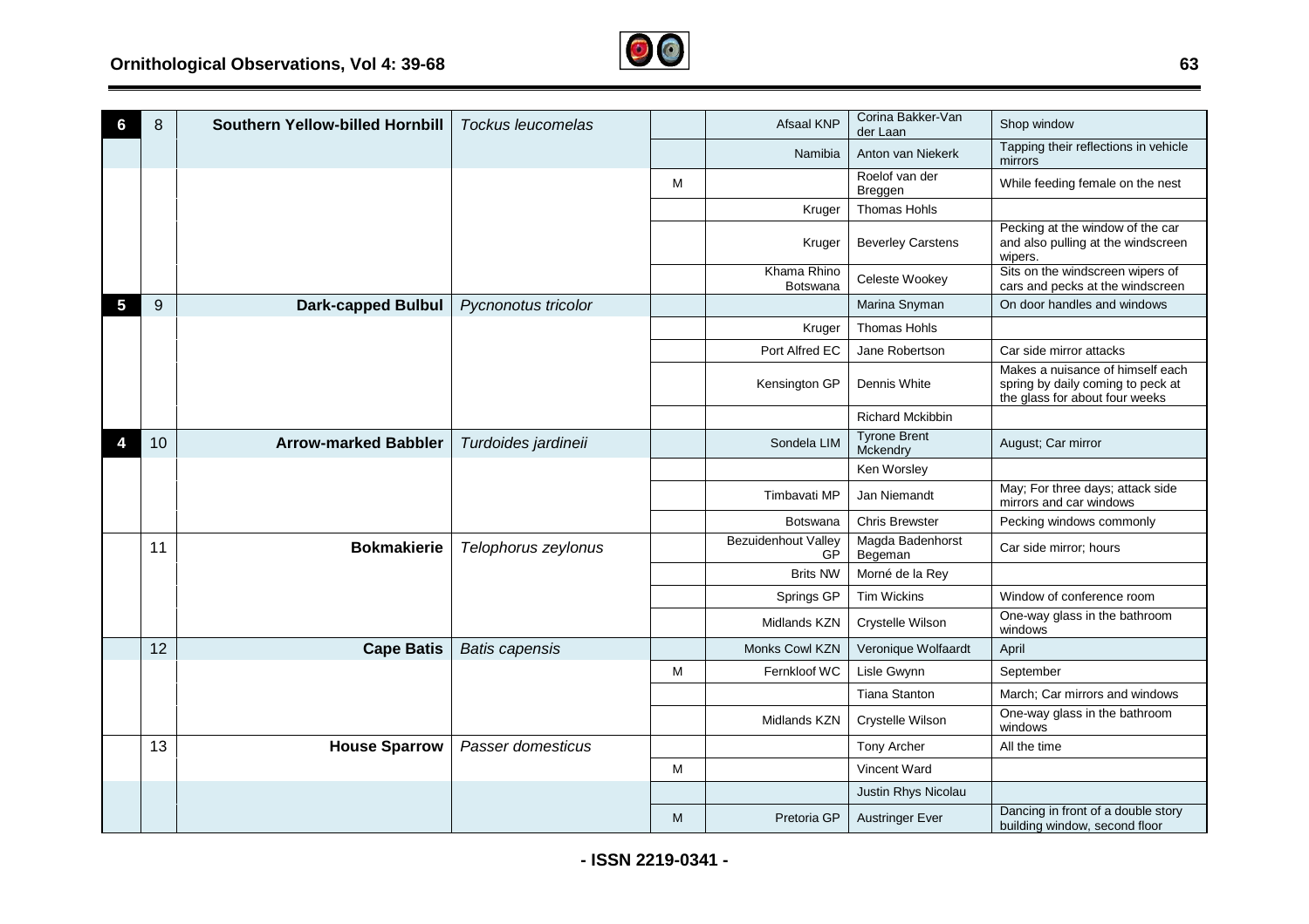| | | | | | | | |
|---|---|---|---|---|---|---|---|
| **6** | 8 | **Southern Yellow-billed Hornbill** | *Tockus leucomelas* | | Afsaal KNP | Corina Bakker-Van der Laan | Shop window |
| | | | | | Namibia | Anton van Niekerk | Tapping their reflections in vehicle mirrors |
| | | | | M | | Roelof van der Breggen | While feeding female on the nest |
| | | | | | Kruger | Thomas Hohls | |
| | | | | | Kruger | Beverley Carstens | Pecking at the window of the car and also pulling at the windscreen wipers. |
| | | | | | Khama Rhino Botswana | Celeste Wookey | Sits on the windscreen wipers of cars and pecks at the windscreen |
| **5** | 9 | **Dark-capped Bulbul** | *Pycnonotus tricolor* | | | Marina Snyman | On door handles and windows |
| | | | | | Kruger | Thomas Hohls | |
| | | | | | Port Alfred EC | Jane Robertson | Car side mirror attacks |
| | | | | | Kensington GP | Dennis White | Makes a nuisance of himself each spring by daily coming to peck at the glass for about four weeks |
| | | | | | | Richard Mckibbin | |
| **4** | 10 | **Arrow-marked Babbler** | *Turdoides jardineii* | | Sondela LIM | Tyrone Brent Mckendry | August; Car mirror |
| | | | | | | Ken Worsley | |
| | | | | | Timbavati MP | Jan Niemandt | May; For three days; attack side mirrors and car windows |
| | | | | | Botswana | Chris Brewster | Pecking windows commonly |
| | 11 | **Bokmakierie** | *Telophorus zeylonus* | | Bezuidenhout Valley GP | Magda Badenhorst Begeman | Car side mirror; hours |
| | | | | | Brits NW | Morné de la Rey | |
| | | | | | Springs GP | Tim Wickins | Window of conference room |
| | | | | | Midlands KZN | Crystelle Wilson | One-way glass in the bathroom windows |
| | 12 | **Cape Batis** | *Batis capensis* | | Monks Cowl KZN | Veronique Wolfaardt | April |
| | | | | M | Fernkloof WC | Lisle Gwynn | September |
| | | | | | | Tiana Stanton | March; Car mirrors and windows |
| | | | | | Midlands KZN | Crystelle Wilson | One-way glass in the bathroom windows |
| | 13 | **House Sparrow** | *Passer domesticus* | | | Tony Archer | All the time |
| | | | | M | | Vincent Ward | |
| | | | | | | Justin Rhys Nicolau | |
| | | | | M | Pretoria GP | Austringer Ever | Dancing in front of a double story building window, second floor |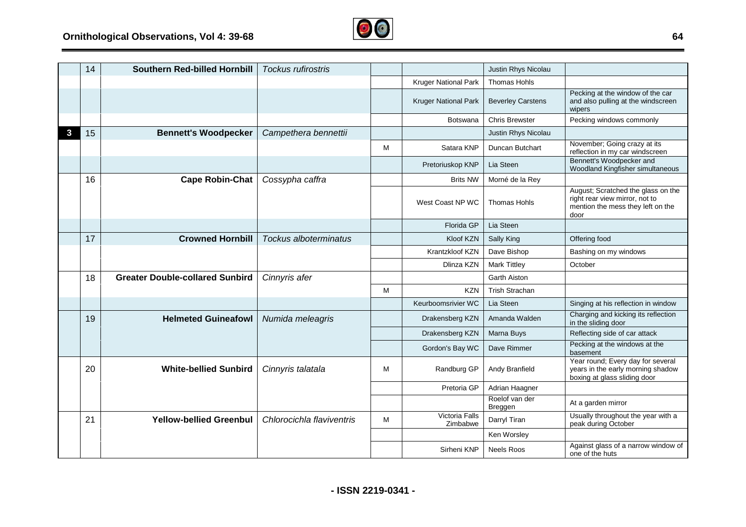|   |    |                                     |                           |   |                        |                     |                                                                                                   |
|---|----|-------------------------------------|---------------------------|---|------------------------|---------------------|---------------------------------------------------------------------------------------------------|
|   | 14 | **Southern Red-billed Hornbill**    | *Tockus rufirostris*      |   |                        | Justin Rhys Nicolau |                                                                                                   |
|   |    |                                     |                           |   | Kruger National Park   | Thomas Hohls        |                                                                                                   |
|   |    |                                     |                           |   | Kruger National Park   | Beverley Carstens   | Pecking at the window of the car and also pulling at the windscreen wipers                        |
|   |    |                                     |                           |   | Botswana               | Chris Brewster      | Pecking windows commonly                                                                          |
| 3 | 15 | **Bennett's Woodpecker**            | *Campethera bennettii*    |   |                        | Justin Rhys Nicolau |                                                                                                   |
|   |    |                                     |                           | M | Satara KNP             | Duncan Butchart     | November; Going crazy at its reflection in my car windscreen                                      |
|   |    |                                     |                           |   | Pretoriuskop KNP       | Lia Steen           | Bennett's Woodpecker and Woodland Kingfisher simultaneous                                         |
|   | 16 | **Cape Robin-Chat**                 | *Cossypha caffra*         |   | Brits NW               | Morné de la Rey     |                                                                                                   |
|   |    |                                     |                           |   | West Coast NP WC       | Thomas Hohls        | August; Scratched the glass on the right rear view mirror, not to mention the mess they left on the door |
|   |    |                                     |                           |   | Florida GP             | Lia Steen           |                                                                                                   |
|   | 17 | **Crowned Hornbill**                | *Tockus alboterminatus*   |   | Kloof KZN              | Sally King          | Offering food                                                                                     |
|   |    |                                     |                           |   | Krantzkloof KZN        | Dave Bishop         | Bashing on my windows                                                                             |
|   |    |                                     |                           |   | Dlinza KZN             | Mark Tittley        | October                                                                                           |
|   | 18 | **Greater Double-collared Sunbird** | *Cinnyris afer*           |   |                        | Garth Aiston        |                                                                                                   |
|   |    |                                     |                           | M | KZN                    | Trish Strachan      |                                                                                                   |
|   |    |                                     |                           |   | Keurboomsrivier WC     | Lia Steen           | Singing at his reflection in window                                                               |
|   | 19 | **Helmeted Guineafowl**             | *Numida meleagris*        |   | Drakensberg KZN        | Amanda Walden       | Charging and kicking its reflection in the sliding door                                           |
|   |    |                                     |                           |   | Drakensberg KZN        | Marna Buys          | Reflecting side of car attack                                                                     |
|   |    |                                     |                           |   | Gordon's Bay WC        | Dave Rimmer         | Pecking at the windows at the basement                                                            |
|   | 20 | **White-bellied Sunbird**           | *Cinnyris talatala*       | M | Randburg GP            | Andy Branfield      | Year round; Every day for several years in the early morning shadow boxing at glass sliding door  |
|   |    |                                     |                           |   | Pretoria GP            | Adrian Haagner      |                                                                                                   |
|   |    |                                     |                           |   |                        | Roelof van der Breggen | At a garden mirror                                                                             |
|   | 21 | **Yellow-bellied Greenbul**         | *Chlorocichla flaviventris* | M | Victoria Falls Zimbabwe | Darryl Tiran       | Usually throughout the year with a peak during October                                            |
|   |    |                                     |                           |   |                        | Ken Worsley         |                                                                                                   |
|   |    |                                     |                           |   | Sirheni KNP            | Neels Roos          | Against glass of a narrow window of one of the huts                                               |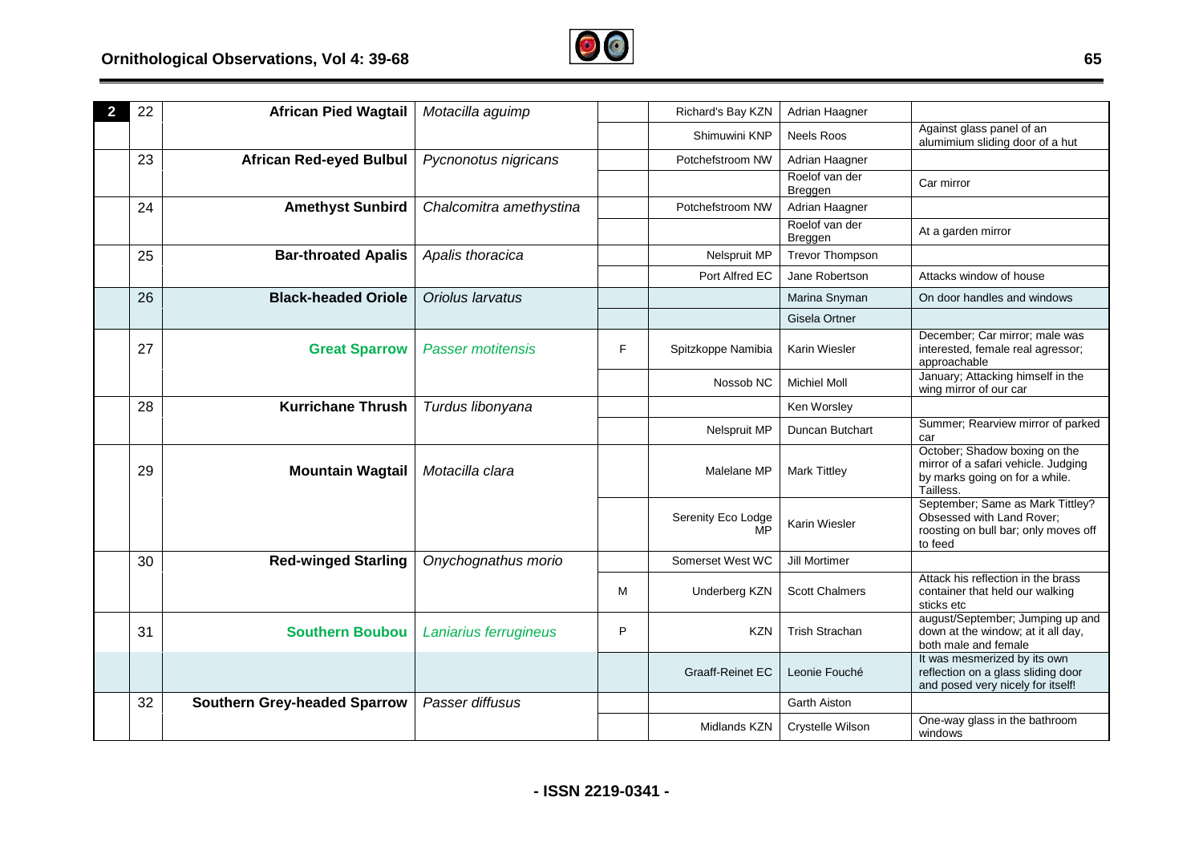| | | | | | | | |
|---|---|---|---|---|---|---|---|
| **2** | 22 | **African Pied Wagtail** | *Motacilla aguimp* | | Richard's Bay KZN | Adrian Haagner | |
| | | | | | Shimuwini KNP | Neels Roos | Against glass panel of an alumimium sliding door of a hut |
| | 23 | **African Red-eyed Bulbul** | *Pycnonotus nigricans* | | Potchefstroom NW | Adrian Haagner | |
| | | | | | | Roelof van der Breggen | Car mirror |
| | 24 | **Amethyst Sunbird** | *Chalcomitra amethystina* | | Potchefstroom NW | Adrian Haagner | |
| | | | | | | Roelof van der Breggen | At a garden mirror |
| | 25 | **Bar-throated Apalis** | *Apalis thoracica* | | Nelspruit MP | Trevor Thompson | |
| | | | | | Port Alfred EC | Jane Robertson | Attacks window of house |
| | 26 | **Black-headed Oriole** | *Oriolus larvatus* | | | Marina Snyman | On door handles and windows |
| | | | | | | Gisela Ortner | |
| | 27 | **Great Sparrow** | *Passer motitensis* | F | Spitzkoppe Namibia | Karin Wiesler | December; Car mirror; male was interested, female real agressor; approachable |
| | | | | | Nossob NC | Michiel Moll | January; Attacking himself in the wing mirror of our car |
| | 28 | **Kurrichane Thrush** | *Turdus libonyana* | | | Ken Worsley | |
| | | | | | Nelspruit MP | Duncan Butchart | Summer; Rearview mirror of parked car |
| | 29 | **Mountain Wagtail** | *Motacilla clara* | | Malelane MP | Mark Tittley | October; Shadow boxing on the mirror of a safari vehicle. Judging by marks going on for a while. Tailless. |
| | | | | | Serenity Eco Lodge MP | Karin Wiesler | September; Same as Mark Tittley? Obsessed with Land Rover; roosting on bull bar; only moves off to feed |
| | 30 | **Red-winged Starling** | *Onychognathus morio* | | Somerset West WC | Jill Mortimer | |
| | | | | M | Underberg KZN | Scott Chalmers | Attack his reflection in the brass container that held our walking sticks etc |
| | 31 | **Southern Boubou** | *Laniarius ferrugineus* | P | KZN | Trish Strachan | august/September; Jumping up and down at the window; at it all day, both male and female |
| | | | | | Graaff-Reinet EC | Leonie Fouché | It was mesmerized by its own reflection on a glass sliding door and posed very nicely for itself! |
| | 32 | **Southern Grey-headed Sparrow** | *Passer diffusus* | | | Garth Aiston | |
| | | | | | Midlands KZN | Crystelle Wilson | One-way glass in the bathroom windows |

**- ISSN 2219-0341 -**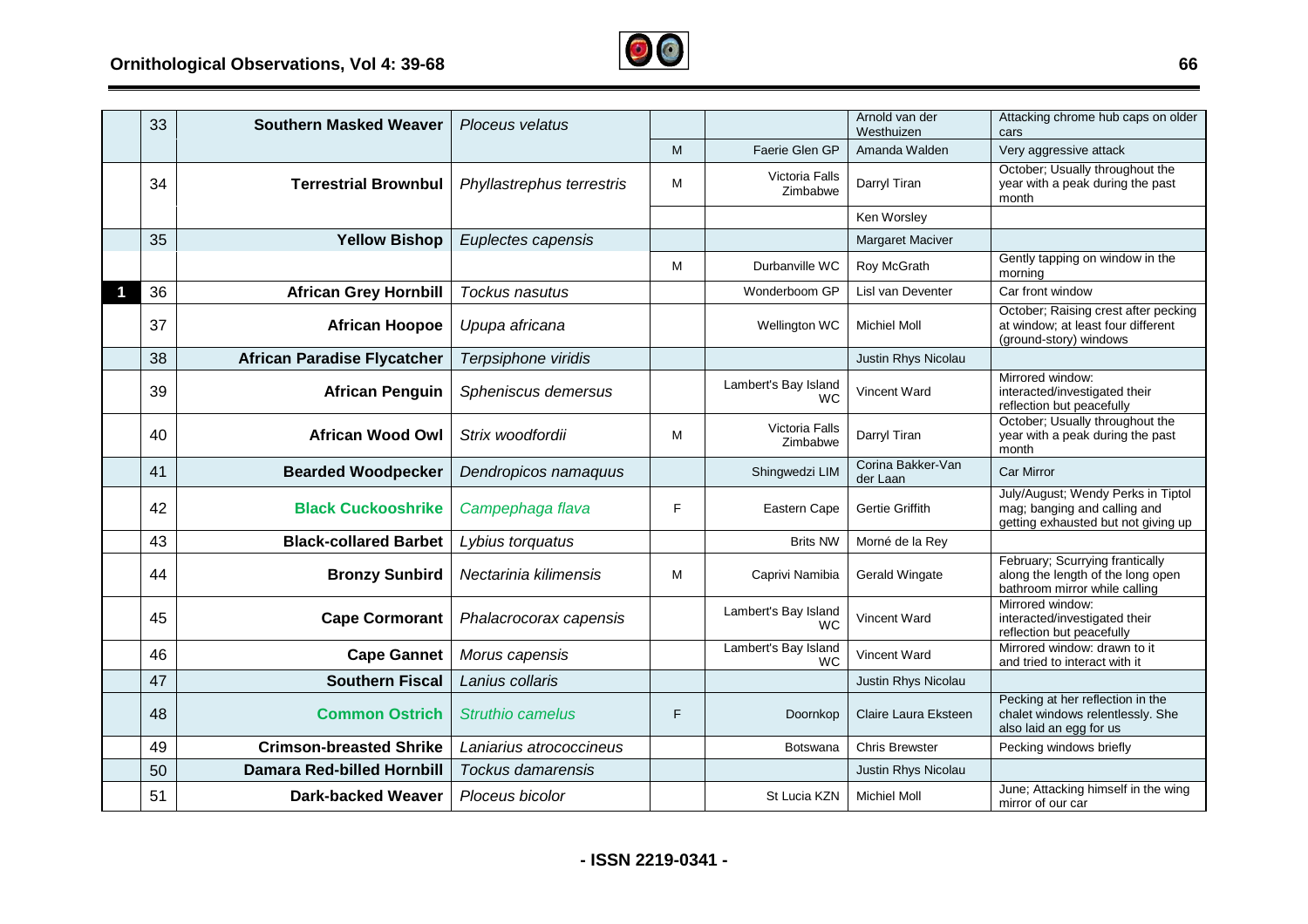| | | | | | | | |
|---|---|---|---|---|---|---|---|
| | 33 | **Southern Masked Weaver** | *Ploceus velatus* | | | Arnold van der Westhuizen | Attacking chrome hub caps on older cars |
| | | | | M | Faerie Glen GP | Amanda Walden | Very aggressive attack |
| | 34 | **Terrestrial Brownbul** | *Phyllastrephus terrestris* | M | Victoria Falls Zimbabwe | Darryl Tiran | October; Usually throughout the year with a peak during the past month |
| | | | | | | Ken Worsley | |
| | 35 | **Yellow Bishop** | *Euplectes capensis* | | | Margaret Maciver | |
| | | | | M | Durbanville WC | Roy McGrath | Gently tapping on window in the morning |
| 1 | 36 | **African Grey Hornbill** | *Tockus nasutus* | | Wonderboom GP | Lisl van Deventer | Car front window |
| | 37 | **African Hoopoe** | *Upupa africana* | | Wellington WC | Michiel Moll | October; Raising crest after pecking at window; at least four different (ground-story) windows |
| | 38 | **African Paradise Flycatcher** | *Terpsiphone viridis* | | | Justin Rhys Nicolau | |
| | 39 | **African Penguin** | *Spheniscus demersus* | | Lambert's Bay Island WC | Vincent Ward | Mirrored window: interacted/investigated their reflection but peacefully |
| | 40 | **African Wood Owl** | *Strix woodfordii* | M | Victoria Falls Zimbabwe | Darryl Tiran | October; Usually throughout the year with a peak during the past month |
| | 41 | **Bearded Woodpecker** | *Dendropicos namaquus* | | Shingwedzi LIM | Corina Bakker-Van der Laan | Car Mirror |
| | 42 | **Black Cuckooshrike** | *Campephaga flava* | F | Eastern Cape | Gertie Griffith | July/August; Wendy Perks in Tiptol mag; banging and calling and getting exhausted but not giving up |
| | 43 | **Black-collared Barbet** | *Lybius torquatus* | | Brits NW | Morné de la Rey | |
| | 44 | **Bronzy Sunbird** | *Nectarinia kilimensis* | M | Caprivi Namibia | Gerald Wingate | February; Scurrying frantically along the length of the long open bathroom mirror while calling |
| | 45 | **Cape Cormorant** | *Phalacrocorax capensis* | | Lambert's Bay Island WC | Vincent Ward | Mirrored window: interacted/investigated their reflection but peacefully |
| | 46 | **Cape Gannet** | *Morus capensis* | | Lambert's Bay Island WC | Vincent Ward | Mirrored window: drawn to it and tried to interact with it |
| | 47 | **Southern Fiscal** | *Lanius collaris* | | | Justin Rhys Nicolau | |
| | 48 | **Common Ostrich** | *Struthio camelus* | F | Doornkop | Claire Laura Eksteen | Pecking at her reflection in the chalet windows relentlessly. She also laid an egg for us |
| | 49 | **Crimson-breasted Shrike** | *Laniarius atrococcineus* | | Botswana | Chris Brewster | Pecking windows briefly |
| | 50 | **Damara Red-billed Hornbill** | *Tockus damarensis* | | | Justin Rhys Nicolau | |
| | 51 | **Dark-backed Weaver** | *Ploceus bicolor* | | St Lucia KZN | Michiel Moll | June; Attacking himself in the wing mirror of our car |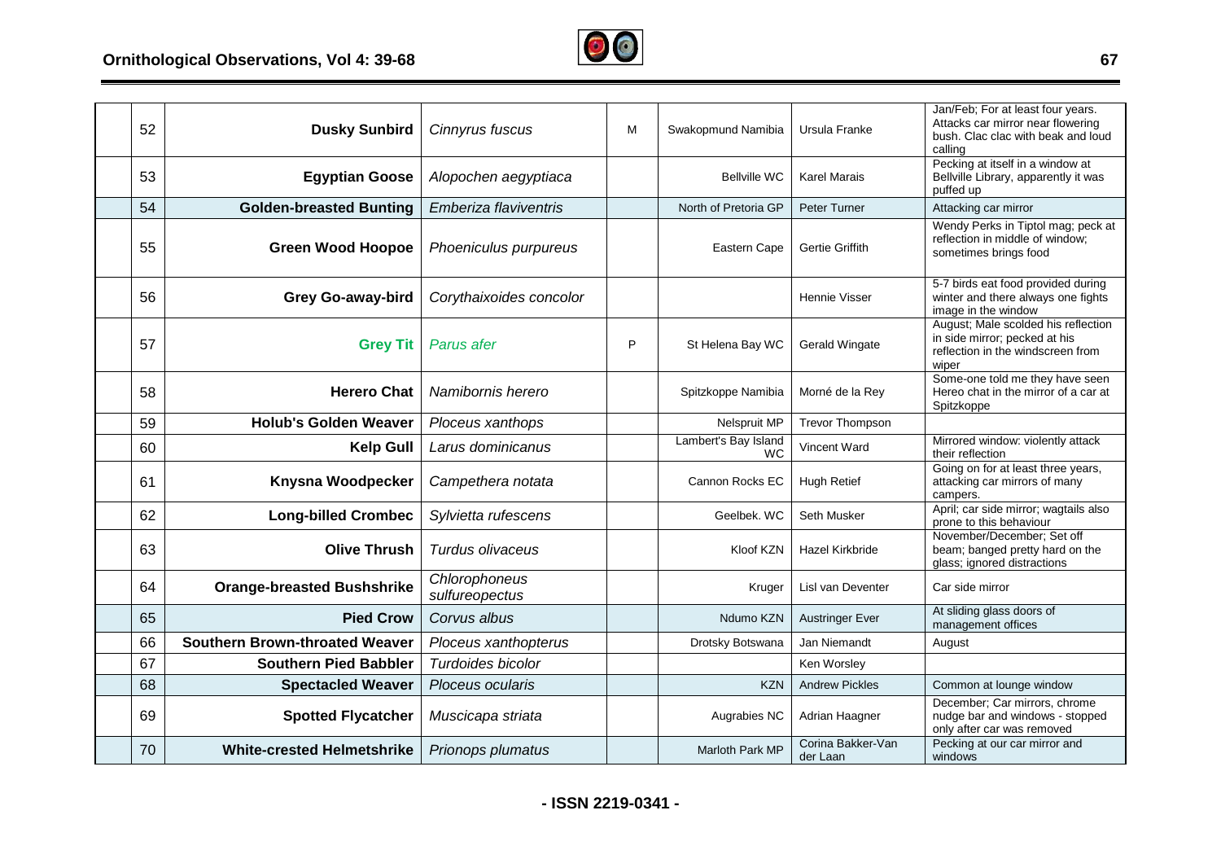| 52 | **Dusky Sunbird** | *Cinnyrus fuscus* | M | Swakopmund Namibia | Ursula Franke | Jan/Feb; For at least four years. Attacks car mirror near flowering bush. Clac clac with beak and loud calling |
|---|---|---|---|---|---|---|
| 53 | **Egyptian Goose** | *Alopochen aegyptiaca* | | Bellville WC | Karel Marais | Pecking at itself in a window at Bellville Library, apparently it was puffed up |
| 54 | **Golden-breasted Bunting** | *Emberiza flaviventris* | | North of Pretoria GP | Peter Turner | Attacking car mirror |
| 55 | **Green Wood Hoopoe** | *Phoeniculus purpureus* | | Eastern Cape | Gertie Griffith | Wendy Perks in Tiptol mag; peck at reflection in middle of window; sometimes brings food |
| 56 | **Grey Go-away-bird** | *Corythaixoides concolor* | | | Hennie Visser | 5-7 birds eat food provided during winter and there always one fights image in the window |
| 57 | **Grey Tit** | *Parus afer* | P | St Helena Bay WC | Gerald Wingate | August; Male scolded his reflection in side mirror; pecked at his reflection in the windscreen from wiper |
| 58 | **Herero Chat** | *Namibornis herero* | | Spitzkoppe Namibia | Morné de la Rey | Some-one told me they have seen Hereo chat in the mirror of a car at Spitzkoppe |
| 59 | **Holub's Golden Weaver** | *Ploceus xanthops* | | Nelspruit MP | Trevor Thompson | |
| 60 | **Kelp Gull** | *Larus dominicanus* | | Lambert's Bay Island WC | Vincent Ward | Mirrored window: violently attack their reflection |
| 61 | **Knysna Woodpecker** | *Campethera notata* | | Cannon Rocks EC | Hugh Retief | Going on for at least three years, attacking car mirrors of many campers. |
| 62 | **Long-billed Crombec** | *Sylvietta rufescens* | | Geelbek. WC | Seth Musker | April; car side mirror; wagtails also prone to this behaviour |
| 63 | **Olive Thrush** | *Turdus olivaceus* | | Kloof KZN | Hazel Kirkbride | November/December; Set off beam; banged pretty hard on the glass; ignored distractions |
| 64 | **Orange-breasted Bushshrike** | *Chlorophoneus sulfureopectus* | | Kruger | Lisl van Deventer | Car side mirror |
| 65 | **Pied Crow** | *Corvus albus* | | Ndumo KZN | Austringer Ever | At sliding glass doors of management offices |
| 66 | **Southern Brown-throated Weaver** | *Ploceus xanthopterus* | | Drotsky Botswana | Jan Niemandt | August |
| 67 | **Southern Pied Babbler** | *Turdoides bicolor* | | | Ken Worsley | |
| 68 | **Spectacled Weaver** | *Ploceus ocularis* | | KZN | Andrew Pickles | Common at lounge window |
| 69 | **Spotted Flycatcher** | *Muscicapa striata* | | Augrabies NC | Adrian Haagner | December; Car mirrors, chrome nudge bar and windows - stopped only after car was removed |
| 70 | **White-crested Helmetshrike** | *Prionops plumatus* | | Marloth Park MP | Corina Bakker-Van der Laan | Pecking at our car mirror and windows |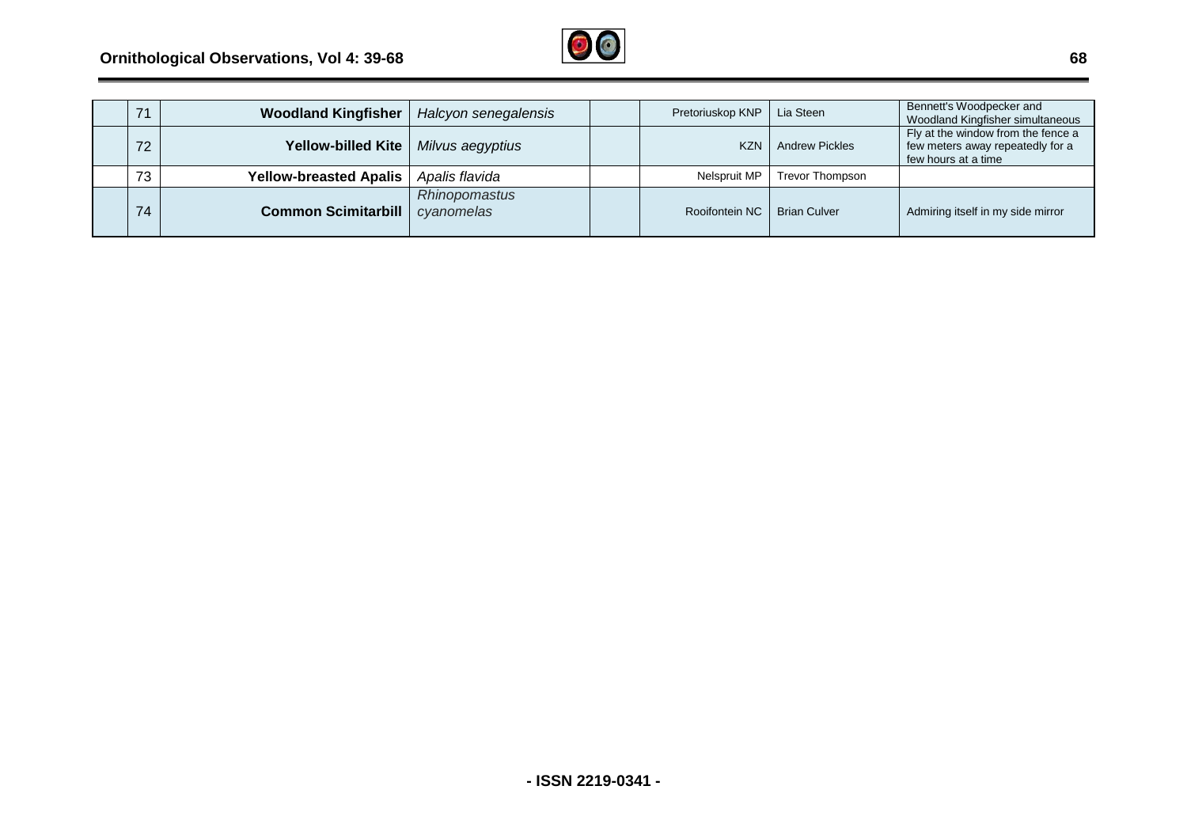| | | | | | | | |
|---|---|---|---|---|---|---|---|
| | 71 | **Woodland Kingfisher** | *Halcyon senegalensis* | | Pretoriuskop KNP | Lia Steen | Bennett's Woodpecker and Woodland Kingfisher simultaneous |
| | 72 | **Yellow-billed Kite** | *Milvus aegyptius* | | KZN | Andrew Pickles | Fly at the window from the fence a few meters away repeatedly for a few hours at a time |
| | 73 | **Yellow-breasted Apalis** | *Apalis flavida* | | Nelspruit MP | Trevor Thompson | |
| | 74 | **Common Scimitarbill** | *Rhinopomastus cyanomelas* | | Rooifontein NC | Brian Culver | Admiring itself in my side mirror |

**- ISSN 2219-0341 -**